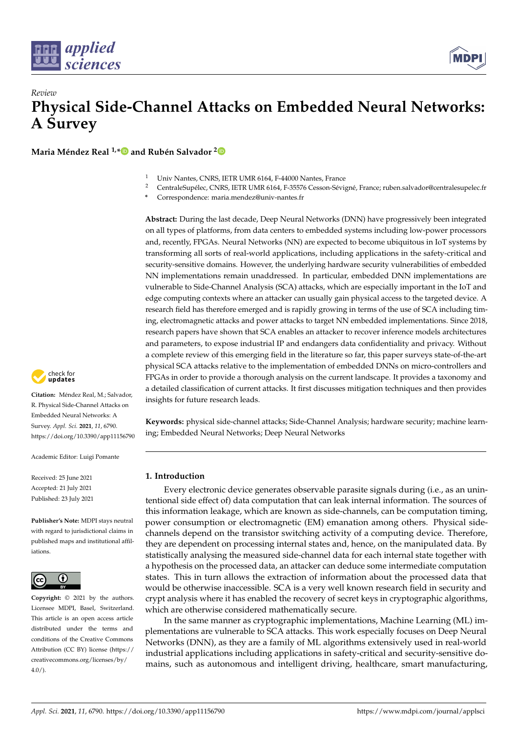*Review*

# Physical Side-Channel Attacks on Embedded Neural Networks: A Survey

**Maria Méndez Real [1,*] and Rubén Salvador [2]**

[1] Univ Nantes, CNRS, IETR UMR 6164, F-44000 Nantes, France
[2] CentraleSupélec, CNRS, IETR UMR 6164, F-35576 Cesson-Sévigné, France; ruben.salvador@centralesupelec.fr
[*] Correspondence: maria.mendez@univ-nantes.fr

**Abstract:** During the last decade, Deep Neural Networks (DNN) have progressively been integrated on all types of platforms, from data centers to embedded systems including low-power processors and, recently, FPGAs. Neural Networks (NN) are expected to become ubiquitous in IoT systems by transforming all sorts of real-world applications, including applications in the safety-critical and security-sensitive domains. However, the underlying hardware security vulnerabilities of embedded NN implementations remain unaddressed. In particular, embedded DNN implementations are vulnerable to Side-Channel Analysis (SCA) attacks, which are especially important in the IoT and edge computing contexts where an attacker can usually gain physical access to the targeted device. A research field has therefore emerged and is rapidly growing in terms of the use of SCA including timing, electromagnetic attacks and power attacks to target NN embedded implementations. Since 2018, research papers have shown that SCA enables an attacker to recover inference models architectures and parameters, to expose industrial IP and endangers data confidentiality and privacy. Without a complete review of this emerging field in the literature so far, this paper surveys state-of-the-art physical SCA attacks relative to the implementation of embedded DNNs on micro-controllers and FPGAs in order to provide a thorough analysis on the current landscape. It provides a taxonomy and a detailed classification of current attacks. It first discusses mitigation techniques and then provides insights for future research leads.

**Keywords:** physical side-channel attacks; Side-Channel Analysis; hardware security; machine learning; Embedded Neural Networks; Deep Neural Networks

**Citation:** Méndez Real, M.; Salvador, R. Physical Side-Channel Attacks on Embedded Neural Networks: A Survey. *Appl. Sci.* **2021**, *11*, 6790. https://doi.org/10.3390/app11156790

Academic Editor: Luigi Pomante

Received: 25 June 2021
Accepted: 21 July 2021
Published: 23 July 2021

**Publisher's Note:** MDPI stays neutral with regard to jurisdictional claims in published maps and institutional affiliations.

**Copyright:** © 2021 by the authors. Licensee MDPI, Basel, Switzerland. This article is an open access article distributed under the terms and conditions of the Creative Commons Attribution (CC BY) license (https://creativecommons.org/licenses/by/4.0/).

## 1. Introduction

Every electronic device generates observable parasite signals during (i.e., as an unintentional side effect of) data computation that can leak internal information. The sources of this information leakage, which are known as side-channels, can be computation timing, power consumption or electromagnetic (EM) emanation among others. Physical side-channels depend on the transistor switching activity of a computing device. Therefore, they are dependent on processing internal states and, hence, on the manipulated data. By statistically analysing the measured side-channel data for each internal state together with a hypothesis on the processed data, an attacker can deduce some intermediate computation states. This in turn allows the extraction of information about the processed data that would be otherwise inaccessible. SCA is a very well known research field in security and crypt analysis where it has enabled the recovery of secret keys in cryptographic algorithms, which are otherwise considered mathematically secure.

In the same manner as cryptographic implementations, Machine Learning (ML) implementations are vulnerable to SCA attacks. This work especially focuses on Deep Neural Networks (DNN), as they are a family of ML algorithms extensively used in real-world industrial applications including applications in safety-critical and security-sensitive domains, such as autonomous and intelligent driving, healthcare, smart manufacturing,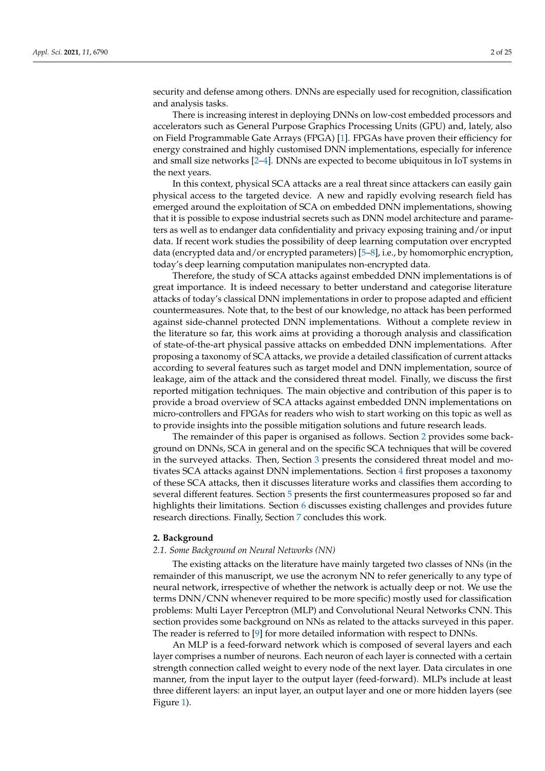security and defense among others. DNNs are especially used for recognition, classification and analysis tasks.

There is increasing interest in deploying DNNs on low-cost embedded processors and accelerators such as General Purpose Graphics Processing Units (GPU) and, lately, also on Field Programmable Gate Arrays (FPGA) [1]. FPGAs have proven their efficiency for energy constrained and highly customised DNN implementations, especially for inference and small size networks [2–4]. DNNs are expected to become ubiquitous in IoT systems in the next years.

In this context, physical SCA attacks are a real threat since attackers can easily gain physical access to the targeted device. A new and rapidly evolving research field has emerged around the exploitation of SCA on embedded DNN implementations, showing that it is possible to expose industrial secrets such as DNN model architecture and parameters as well as to endanger data confidentiality and privacy exposing training and/or input data. If recent work studies the possibility of deep learning computation over encrypted data (encrypted data and/or encrypted parameters) [5–8], i.e., by homomorphic encryption, today's deep learning computation manipulates non-encrypted data.

Therefore, the study of SCA attacks against embedded DNN implementations is of great importance. It is indeed necessary to better understand and categorise literature attacks of today's classical DNN implementations in order to propose adapted and efficient countermeasures. Note that, to the best of our knowledge, no attack has been performed against side-channel protected DNN implementations. Without a complete review in the literature so far, this work aims at providing a thorough analysis and classification of state-of-the-art physical passive attacks on embedded DNN implementations. After proposing a taxonomy of SCA attacks, we provide a detailed classification of current attacks according to several features such as target model and DNN implementation, source of leakage, aim of the attack and the considered threat model. Finally, we discuss the first reported mitigation techniques. The main objective and contribution of this paper is to provide a broad overview of SCA attacks against embedded DNN implementations on micro-controllers and FPGAs for readers who wish to start working on this topic as well as to provide insights into the possible mitigation solutions and future research leads.

The remainder of this paper is organised as follows. Section 2 provides some background on DNNs, SCA in general and on the specific SCA techniques that will be covered in the surveyed attacks. Then, Section 3 presents the considered threat model and motivates SCA attacks against DNN implementations. Section 4 first proposes a taxonomy of these SCA attacks, then it discusses literature works and classifies them according to several different features. Section 5 presents the first countermeasures proposed so far and highlights their limitations. Section 6 discusses existing challenges and provides future research directions. Finally, Section 7 concludes this work.

## 2. Background

### 2.1. Some Background on Neural Networks (NN)

The existing attacks on the literature have mainly targeted two classes of NNs (in the remainder of this manuscript, we use the acronym NN to refer generically to any type of neural network, irrespective of whether the network is actually deep or not. We use the terms DNN/CNN whenever required to be more specific) mostly used for classification problems: Multi Layer Perceptron (MLP) and Convolutional Neural Networks CNN. This section provides some background on NNs as related to the attacks surveyed in this paper. The reader is referred to [9] for more detailed information with respect to DNNs.

An MLP is a feed-forward network which is composed of several layers and each layer comprises a number of neurons. Each neuron of each layer is connected with a certain strength connection called weight to every node of the next layer. Data circulates in one manner, from the input layer to the output layer (feed-forward). MLPs include at least three different layers: an input layer, an output layer and one or more hidden layers (see Figure 1).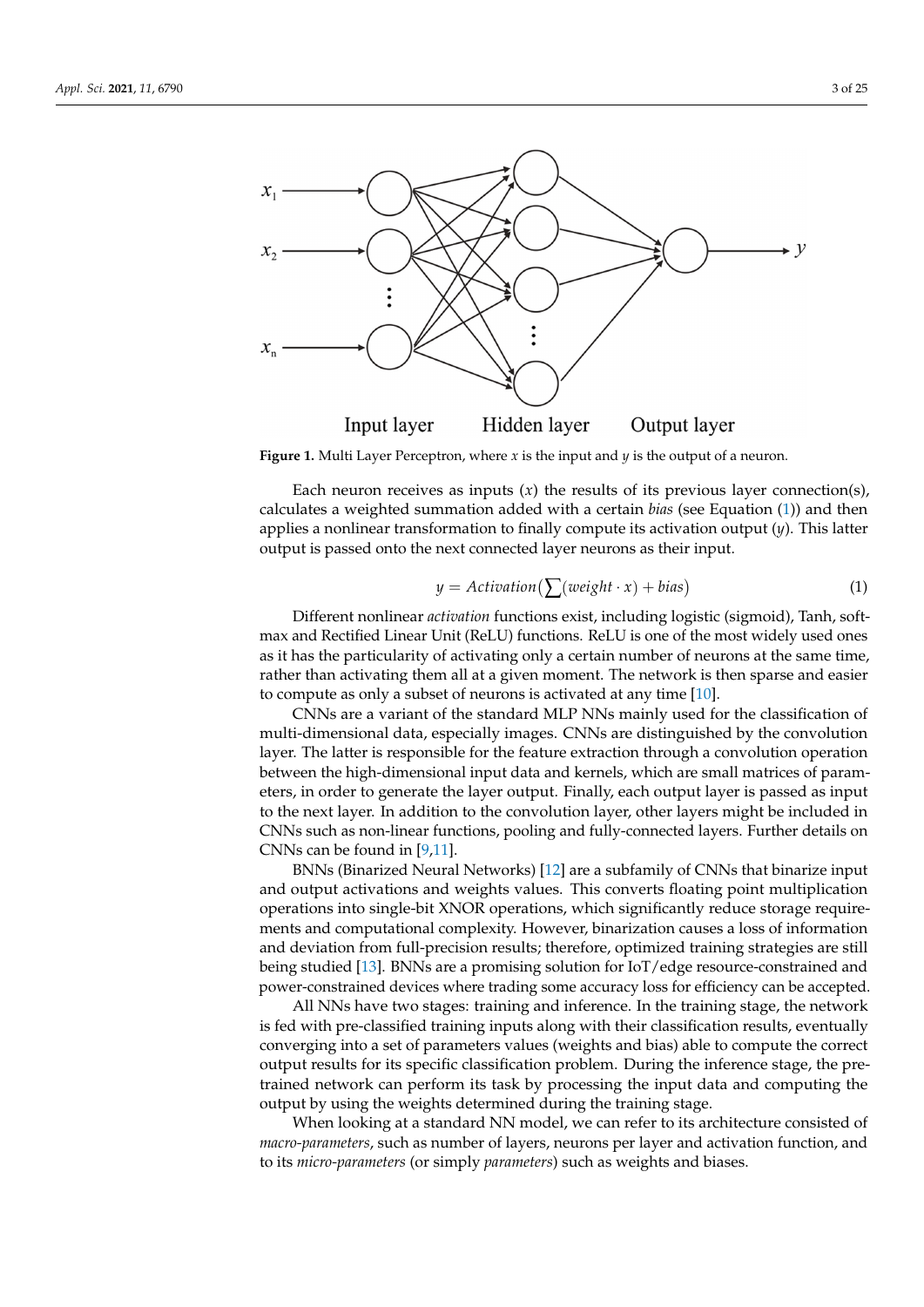Figure 1. Multi Layer Perceptron, where $x$ is the input and $y$ is the output of a neuron.

Each neuron receives as inputs ($x$) the results of its previous layer connection(s), calculates a weighted summation added with a certain *bias* (see Equation (1)) and then applies a nonlinear transformation to finally compute its activation output ($y$). This latter output is passed onto the next connected layer neurons as their input.

$$y = Activation\left(\sum(weight \cdot x) + bias\right) \tag{1}$$

Different nonlinear *activation* functions exist, including logistic (sigmoid), Tanh, softmax and Rectified Linear Unit (ReLU) functions. ReLU is one of the most widely used ones as it has the particularity of activating only a certain number of neurons at the same time, rather than activating them all at a given moment. The network is then sparse and easier to compute as only a subset of neurons is activated at any time [10].

CNNs are a variant of the standard MLP NNs mainly used for the classification of multi-dimensional data, especially images. CNNs are distinguished by the convolution layer. The latter is responsible for the feature extraction through a convolution operation between the high-dimensional input data and kernels, which are small matrices of parameters, in order to generate the layer output. Finally, each output layer is passed as input to the next layer. In addition to the convolution layer, other layers might be included in CNNs such as non-linear functions, pooling and fully-connected layers. Further details on CNNs can be found in [9,11].

BNNs (Binarized Neural Networks) [12] are a subfamily of CNNs that binarize input and output activations and weights values. This converts floating point multiplication operations into single-bit XNOR operations, which significantly reduce storage requirements and computational complexity. However, binarization causes a loss of information and deviation from full-precision results; therefore, optimized training strategies are still being studied [13]. BNNs are a promising solution for IoT/edge resource-constrained and power-constrained devices where trading some accuracy loss for efficiency can be accepted.

All NNs have two stages: training and inference. In the training stage, the network is fed with pre-classified training inputs along with their classification results, eventually converging into a set of parameters values (weights and bias) able to compute the correct output results for its specific classification problem. During the inference stage, the pre-trained network can perform its task by processing the input data and computing the output by using the weights determined during the training stage.

When looking at a standard NN model, we can refer to its architecture consisted of *macro-parameters*, such as number of layers, neurons per layer and activation function, and to its *micro-parameters* (or simply *parameters*) such as weights and biases.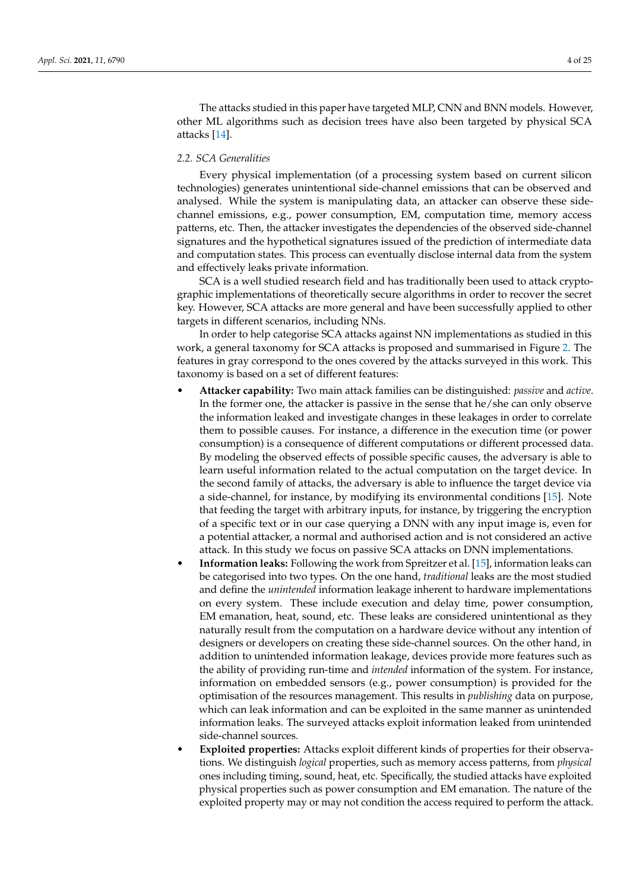The attacks studied in this paper have targeted MLP, CNN and BNN models. However, other ML algorithms such as decision trees have also been targeted by physical SCA attacks [14].

### 2.2. SCA Generalities

Every physical implementation (of a processing system based on current silicon technologies) generates unintentional side-channel emissions that can be observed and analysed. While the system is manipulating data, an attacker can observe these side-channel emissions, e.g., power consumption, EM, computation time, memory access patterns, etc. Then, the attacker investigates the dependencies of the observed side-channel signatures and the hypothetical signatures issued of the prediction of intermediate data and computation states. This process can eventually disclose internal data from the system and effectively leaks private information.

SCA is a well studied research field and has traditionally been used to attack cryptographic implementations of theoretically secure algorithms in order to recover the secret key. However, SCA attacks are more general and have been successfully applied to other targets in different scenarios, including NNs.

In order to help categorise SCA attacks against NN implementations as studied in this work, a general taxonomy for SCA attacks is proposed and summarised in Figure 2. The features in gray correspond to the ones covered by the attacks surveyed in this work. This taxonomy is based on a set of different features:

- **Attacker capability:** Two main attack families can be distinguished: *passive* and *active*. In the former one, the attacker is passive in the sense that he/she can only observe the information leaked and investigate changes in these leakages in order to correlate them to possible causes. For instance, a difference in the execution time (or power consumption) is a consequence of different computations or different processed data. By modeling the observed effects of possible specific causes, the adversary is able to learn useful information related to the actual computation on the target device. In the second family of attacks, the adversary is able to influence the target device via a side-channel, for instance, by modifying its environmental conditions [15]. Note that feeding the target with arbitrary inputs, for instance, by triggering the encryption of a specific text or in our case querying a DNN with any input image is, even for a potential attacker, a normal and authorised action and is not considered an active attack. In this study we focus on passive SCA attacks on DNN implementations.
- **Information leaks:** Following the work from Spreitzer et al. [15], information leaks can be categorised into two types. On the one hand, *traditional* leaks are the most studied and define the *unintended* information leakage inherent to hardware implementations on every system. These include execution and delay time, power consumption, EM emanation, heat, sound, etc. These leaks are considered unintentional as they naturally result from the computation on a hardware device without any intention of designers or developers on creating these side-channel sources. On the other hand, in addition to unintended information leakage, devices provide more features such as the ability of providing run-time and *intended* information of the system. For instance, information on embedded sensors (e.g., power consumption) is provided for the optimisation of the resources management. This results in *publishing* data on purpose, which can leak information and can be exploited in the same manner as unintended information leaks. The surveyed attacks exploit information leaked from unintended side-channel sources.
- **Exploited properties:** Attacks exploit different kinds of properties for their observations. We distinguish *logical* properties, such as memory access patterns, from *physical* ones including timing, sound, heat, etc. Specifically, the studied attacks have exploited physical properties such as power consumption and EM emanation. The nature of the exploited property may or may not condition the access required to perform the attack.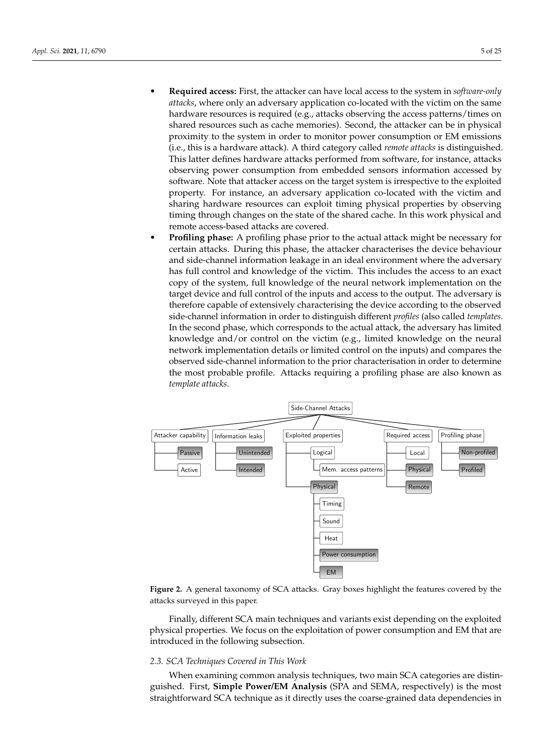- **Required access:** First, the attacker can have local access to the system in *software-only attacks*, where only an adversary application co-located with the victim on the same hardware resources is required (e.g., attacks observing the access patterns/times on shared resources such as cache memories). Second, the attacker can be in physical proximity to the system in order to monitor power consumption or EM emissions (i.e., this is a hardware attack). A third category called *remote attacks* is distinguished. This latter defines hardware attacks performed from software, for instance, attacks observing power consumption from embedded sensors information accessed by software. Note that attacker access on the target system is irrespective to the exploited property. For instance, an adversary application co-located with the victim and sharing hardware resources can exploit timing physical properties by observing timing through changes on the state of the shared cache. In this work physical and remote access-based attacks are covered.
- **Profiling phase:** A profiling phase prior to the actual attack might be necessary for certain attacks. During this phase, the attacker characterises the device behaviour and side-channel information leakage in an ideal environment where the adversary has full control and knowledge of the victim. This includes the access to an exact copy of the system, full knowledge of the neural network implementation on the target device and full control of the inputs and access to the output. The adversary is therefore capable of extensively characterising the device according to the observed side-channel information in order to distinguish different *profiles* (also called *templates*. In the second phase, which corresponds to the actual attack, the adversary has limited knowledge and/or control on the victim (e.g., limited knowledge on the neural network implementation details or limited control on the inputs) and compares the observed side-channel information to the prior characterisation in order to determine the most probable profile. Attacks requiring a profiling phase are also known as *template attacks*.

Side-Channel Attacks

- Attacker capability
  - Passive
  - Active
- Information leaks
  - Unintended
  - Intended
- Exploited properties
  - Logical
    - Mem. access patterns
  - Physical
    - Timing
    - Sound
    - Heat
    - Power consumption
    - EM
- Required access
  - Local
  - Physical
  - Remote
- Profiling phase
  - Non-profiled
  - Profiled

**Figure 2.** A general taxonomy of SCA attacks. Gray boxes highlight the features covered by the attacks surveyed in this paper.

Finally, different SCA main techniques and variants exist depending on the exploited physical properties. We focus on the exploitation of power consumption and EM that are introduced in the following subsection.

### 2.3. SCA Techniques Covered in This Work

When examining common analysis techniques, two main SCA categories are distinguished. First, **Simple Power/EM Analysis** (SPA and SEMA, respectively) is the most straightforward SCA technique as it directly uses the coarse-grained data dependencies in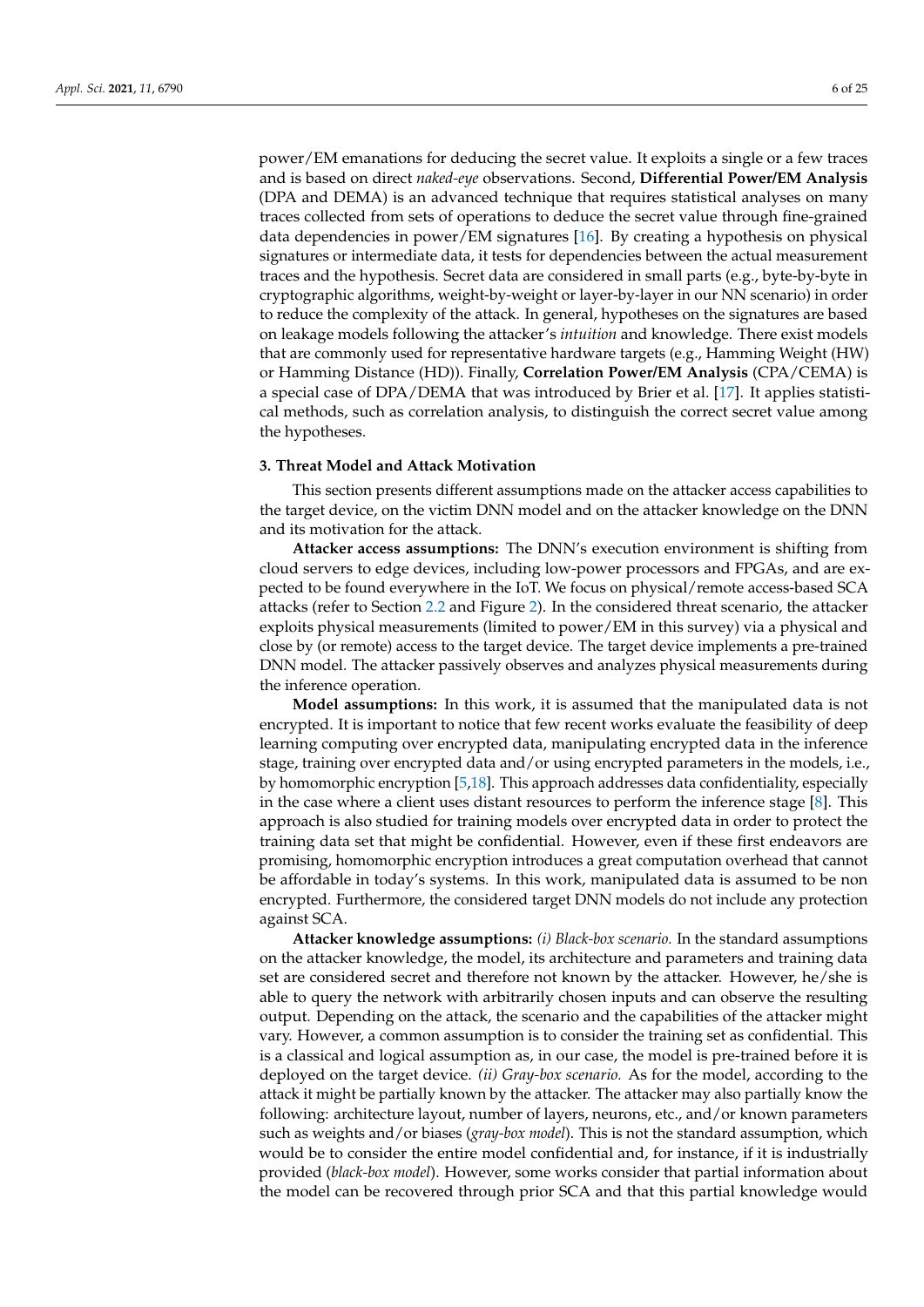power/EM emanations for deducing the secret value. It exploits a single or a few traces and is based on direct *naked-eye* observations. Second, **Differential Power/EM Analysis** (DPA and DEMA) is an advanced technique that requires statistical analyses on many traces collected from sets of operations to deduce the secret value through fine-grained data dependencies in power/EM signatures [16]. By creating a hypothesis on physical signatures or intermediate data, it tests for dependencies between the actual measurement traces and the hypothesis. Secret data are considered in small parts (e.g., byte-by-byte in cryptographic algorithms, weight-by-weight or layer-by-layer in our NN scenario) in order to reduce the complexity of the attack. In general, hypotheses on the signatures are based on leakage models following the attacker's *intuition* and knowledge. There exist models that are commonly used for representative hardware targets (e.g., Hamming Weight (HW) or Hamming Distance (HD)). Finally, **Correlation Power/EM Analysis** (CPA/CEMA) is a special case of DPA/DEMA that was introduced by Brier et al. [17]. It applies statistical methods, such as correlation analysis, to distinguish the correct secret value among the hypotheses.

## 3. Threat Model and Attack Motivation

This section presents different assumptions made on the attacker access capabilities to the target device, on the victim DNN model and on the attacker knowledge on the DNN and its motivation for the attack.

**Attacker access assumptions:** The DNN's execution environment is shifting from cloud servers to edge devices, including low-power processors and FPGAs, and are expected to be found everywhere in the IoT. We focus on physical/remote access-based SCA attacks (refer to Section 2.2 and Figure 2). In the considered threat scenario, the attacker exploits physical measurements (limited to power/EM in this survey) via a physical and close by (or remote) access to the target device. The target device implements a pre-trained DNN model. The attacker passively observes and analyzes physical measurements during the inference operation.

**Model assumptions:** In this work, it is assumed that the manipulated data is not encrypted. It is important to notice that few recent works evaluate the feasibility of deep learning computing over encrypted data, manipulating encrypted data in the inference stage, training over encrypted data and/or using encrypted parameters in the models, i.e., by homomorphic encryption [5,18]. This approach addresses data confidentiality, especially in the case where a client uses distant resources to perform the inference stage [8]. This approach is also studied for training models over encrypted data in order to protect the training data set that might be confidential. However, even if these first endeavors are promising, homomorphic encryption introduces a great computation overhead that cannot be affordable in today's systems. In this work, manipulated data is assumed to be non encrypted. Furthermore, the considered target DNN models do not include any protection against SCA.

**Attacker knowledge assumptions:** *(i) Black-box scenario.* In the standard assumptions on the attacker knowledge, the model, its architecture and parameters and training data set are considered secret and therefore not known by the attacker. However, he/she is able to query the network with arbitrarily chosen inputs and can observe the resulting output. Depending on the attack, the scenario and the capabilities of the attacker might vary. However, a common assumption is to consider the training set as confidential. This is a classical and logical assumption as, in our case, the model is pre-trained before it is deployed on the target device. *(ii) Gray-box scenario.* As for the model, according to the attack it might be partially known by the attacker. The attacker may also partially know the following: architecture layout, number of layers, neurons, etc., and/or known parameters such as weights and/or biases (*gray-box model*). This is not the standard assumption, which would be to consider the entire model confidential and, for instance, if it is industrially provided (*black-box model*). However, some works consider that partial information about the model can be recovered through prior SCA and that this partial knowledge would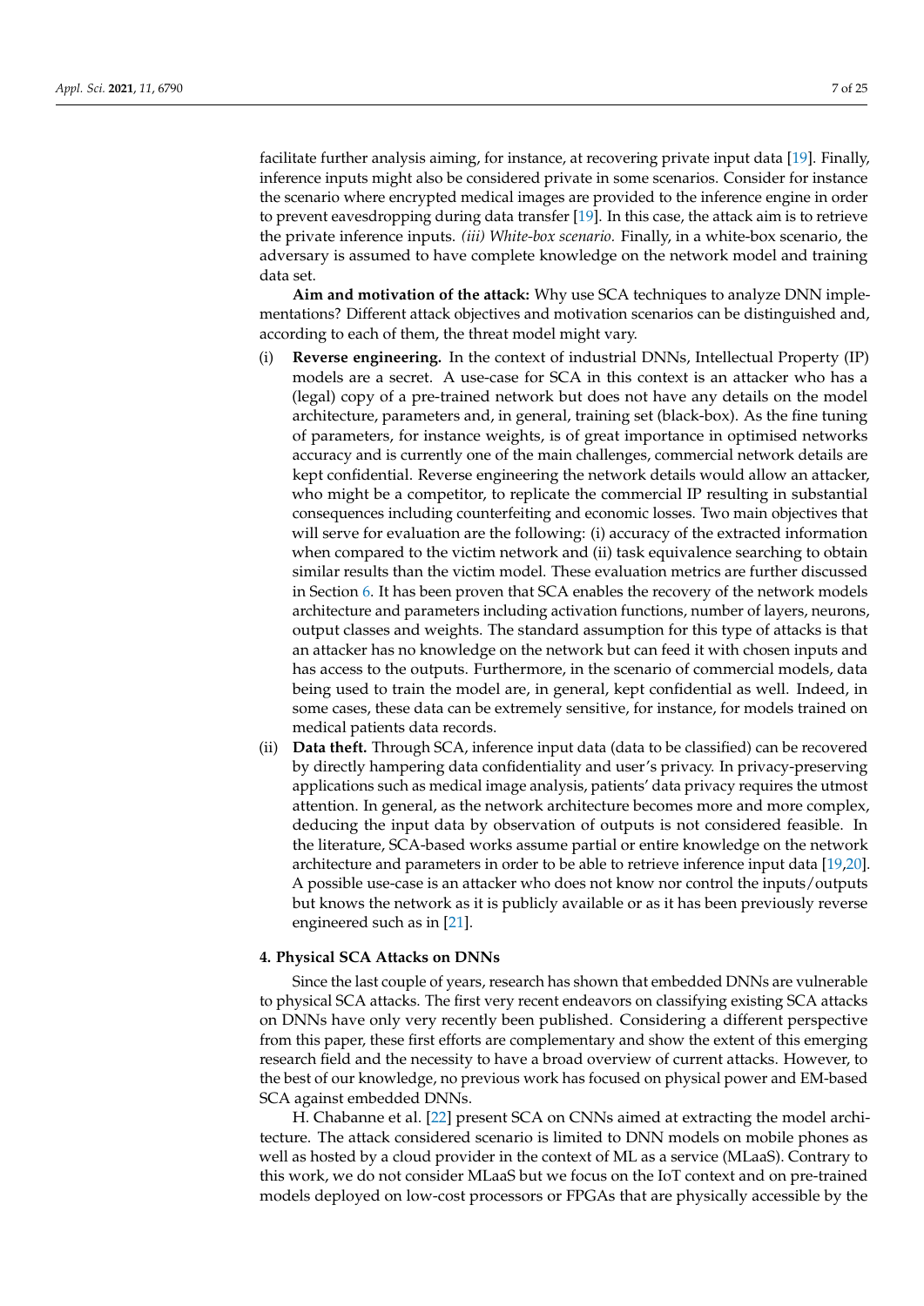facilitate further analysis aiming, for instance, at recovering private input data [19]. Finally, inference inputs might also be considered private in some scenarios. Consider for instance the scenario where encrypted medical images are provided to the inference engine in order to prevent eavesdropping during data transfer [19]. In this case, the attack aim is to retrieve the private inference inputs. *(iii) White-box scenario.* Finally, in a white-box scenario, the adversary is assumed to have complete knowledge on the network model and training data set.

**Aim and motivation of the attack:** Why use SCA techniques to analyze DNN implementations? Different attack objectives and motivation scenarios can be distinguished and, according to each of them, the threat model might vary.

(i) **Reverse engineering.** In the context of industrial DNNs, Intellectual Property (IP) models are a secret. A use-case for SCA in this context is an attacker who has a (legal) copy of a pre-trained network but does not have any details on the model architecture, parameters and, in general, training set (black-box). As the fine tuning of parameters, for instance weights, is of great importance in optimised networks accuracy and is currently one of the main challenges, commercial network details are kept confidential. Reverse engineering the network details would allow an attacker, who might be a competitor, to replicate the commercial IP resulting in substantial consequences including counterfeiting and economic losses. Two main objectives that will serve for evaluation are the following: (i) accuracy of the extracted information when compared to the victim network and (ii) task equivalence searching to obtain similar results than the victim model. These evaluation metrics are further discussed in Section 6. It has been proven that SCA enables the recovery of the network models architecture and parameters including activation functions, number of layers, neurons, output classes and weights. The standard assumption for this type of attacks is that an attacker has no knowledge on the network but can feed it with chosen inputs and has access to the outputs. Furthermore, in the scenario of commercial models, data being used to train the model are, in general, kept confidential as well. Indeed, in some cases, these data can be extremely sensitive, for instance, for models trained on medical patients data records.

(ii) **Data theft.** Through SCA, inference input data (data to be classified) can be recovered by directly hampering data confidentiality and user's privacy. In privacy-preserving applications such as medical image analysis, patients' data privacy requires the utmost attention. In general, as the network architecture becomes more and more complex, deducing the input data by observation of outputs is not considered feasible. In the literature, SCA-based works assume partial or entire knowledge on the network architecture and parameters in order to be able to retrieve inference input data [19,20]. A possible use-case is an attacker who does not know nor control the inputs/outputs but knows the network as it is publicly available or as it has been previously reverse engineered such as in [21].

## 4. Physical SCA Attacks on DNNs

Since the last couple of years, research has shown that embedded DNNs are vulnerable to physical SCA attacks. The first very recent endeavors on classifying existing SCA attacks on DNNs have only very recently been published. Considering a different perspective from this paper, these first efforts are complementary and show the extent of this emerging research field and the necessity to have a broad overview of current attacks. However, to the best of our knowledge, no previous work has focused on physical power and EM-based SCA against embedded DNNs.

H. Chabanne et al. [22] present SCA on CNNs aimed at extracting the model architecture. The attack considered scenario is limited to DNN models on mobile phones as well as hosted by a cloud provider in the context of ML as a service (MLaaS). Contrary to this work, we do not consider MLaaS but we focus on the IoT context and on pre-trained models deployed on low-cost processors or FPGAs that are physically accessible by the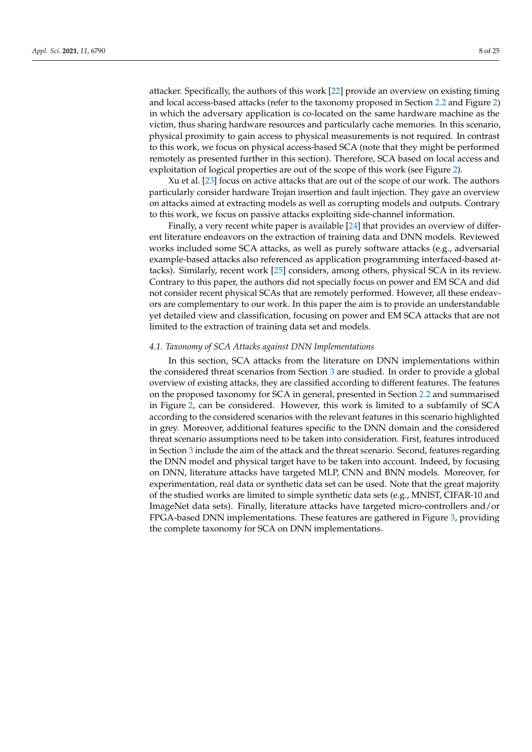attacker. Specifically, the authors of this work [22] provide an overview on existing timing and local access-based attacks (refer to the taxonomy proposed in Section 2.2 and Figure 2) in which the adversary application is co-located on the same hardware machine as the victim, thus sharing hardware resources and particularly cache memories. In this scenario, physical proximity to gain access to physical measurements is not required. In contrast to this work, we focus on physical access-based SCA (note that they might be performed remotely as presented further in this section). Therefore, SCA based on local access and exploitation of logical properties are out of the scope of this work (see Figure 2).

Xu et al. [23] focus on active attacks that are out of the scope of our work. The authors particularly consider hardware Trojan insertion and fault injection. They gave an overview on attacks aimed at extracting models as well as corrupting models and outputs. Contrary to this work, we focus on passive attacks exploiting side-channel information.

Finally, a very recent white paper is available [24] that provides an overview of different literature endeavors on the extraction of training data and DNN models. Reviewed works included some SCA attacks, as well as purely software attacks (e.g., adversarial example-based attacks also referenced as application programming interfaced-based attacks). Similarly, recent work [25] considers, among others, physical SCA in its review. Contrary to this paper, the authors did not specially focus on power and EM SCA and did not consider recent physical SCAs that are remotely performed. However, all these endeavors are complementary to our work. In this paper the aim is to provide an understandable yet detailed view and classification, focusing on power and EM SCA attacks that are not limited to the extraction of training data set and models.

### 4.1. Taxonomy of SCA Attacks against DNN Implementations

In this section, SCA attacks from the literature on DNN implementations within the considered threat scenarios from Section 3 are studied. In order to provide a global overview of existing attacks, they are classified according to different features. The features on the proposed taxonomy for SCA in general, presented in Section 2.2 and summarised in Figure 2, can be considered. However, this work is limited to a subfamily of SCA according to the considered scenarios with the relevant features in this scenario highlighted in grey. Moreover, additional features specific to the DNN domain and the considered threat scenario assumptions need to be taken into consideration. First, features introduced in Section 3 include the aim of the attack and the threat scenario. Second, features regarding the DNN model and physical target have to be taken into account. Indeed, by focusing on DNN, literature attacks have targeted MLP, CNN and BNN models. Moreover, for experimentation, real data or synthetic data set can be used. Note that the great majority of the studied works are limited to simple synthetic data sets (e.g., MNIST, CIFAR-10 and ImageNet data sets). Finally, literature attacks have targeted micro-controllers and/or FPGA-based DNN implementations. These features are gathered in Figure 3, providing the complete taxonomy for SCA on DNN implementations.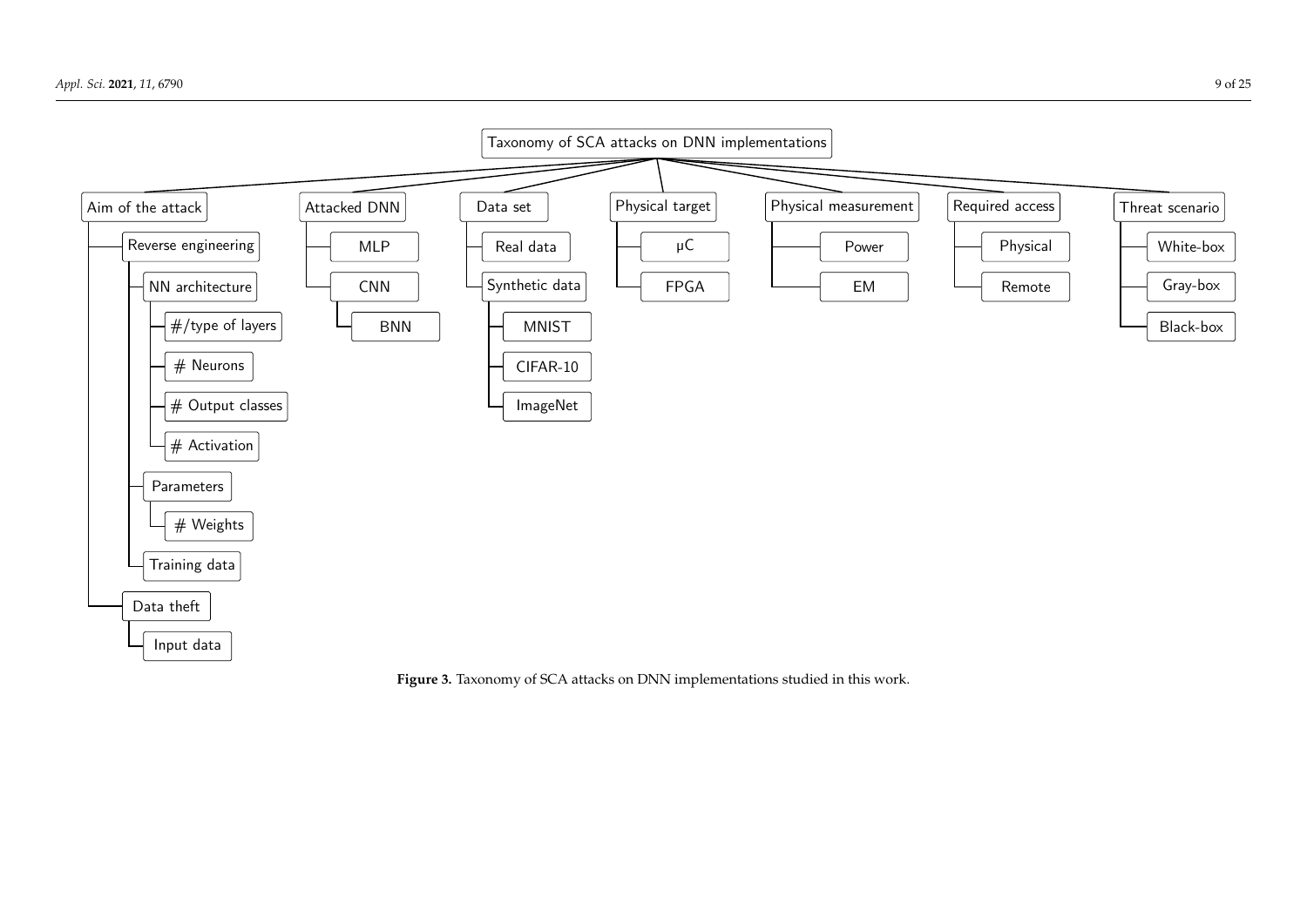Taxonomy of SCA attacks on DNN implementations

- Aim of the attack
  - Reverse engineering
    - NN architecture
      - #/type of layers
      - # Neurons
      - # Output classes
      - # Activation
    - Parameters
      - # Weights
    - Training data
  - Data theft
    - Input data
- Attacked DNN
  - MLP
  - CNN
    - BNN
- Data set
  - Real data
  - Synthetic data
    - MNIST
    - CIFAR-10
    - ImageNet
- Physical target
  - μC
  - FPGA
- Physical measurement
  - Power
  - EM
- Required access
  - Physical
  - Remote
- Threat scenario
  - White-box
  - Gray-box
  - Black-box

**Figure 3.** Taxonomy of SCA attacks on DNN implementations studied in this work.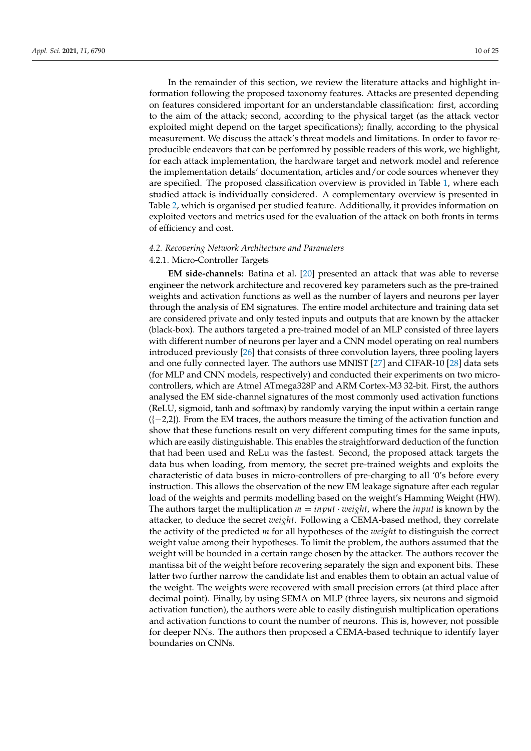In the remainder of this section, we review the literature attacks and highlight information following the proposed taxonomy features. Attacks are presented depending on features considered important for an understandable classification: first, according to the aim of the attack; second, according to the physical target (as the attack vector exploited might depend on the target specifications); finally, according to the physical measurement. We discuss the attack's threat models and limitations. In order to favor reproducible endeavors that can be perfomred by possible readers of this work, we highlight, for each attack implementation, the hardware target and network model and reference the implementation details' documentation, articles and/or code sources whenever they are specified. The proposed classification overview is provided in Table 1, where each studied attack is individually considered. A complementary overview is presented in Table 2, which is organised per studied feature. Additionally, it provides information on exploited vectors and metrics used for the evaluation of the attack on both fronts in terms of efficiency and cost.

### *4.2. Recovering Network Architecture and Parameters*

#### 4.2.1. Micro-Controller Targets

**EM side-channels:** Batina et al. [20] presented an attack that was able to reverse engineer the network architecture and recovered key parameters such as the pre-trained weights and activation functions as well as the number of layers and neurons per layer through the analysis of EM signatures. The entire model architecture and training data set are considered private and only tested inputs and outputs that are known by the attacker (black-box). The authors targeted a pre-trained model of an MLP consisted of three layers with different number of neurons per layer and a CNN model operating on real numbers introduced previously [26] that consists of three convolution layers, three pooling layers and one fully connected layer. The authors use MNIST [27] and CIFAR-10 [28] data sets (for MLP and CNN models, respectively) and conducted their experiments on two micro-controllers, which are Atmel ATmega328P and ARM Cortex-M3 32-bit. First, the authors analysed the EM side-channel signatures of the most commonly used activation functions (ReLU, sigmoid, tanh and softmax) by randomly varying the input within a certain range ({−2,2}). From the EM traces, the authors measure the timing of the activation function and show that these functions result on very different computing times for the same inputs, which are easily distinguishable. This enables the straightforward deduction of the function that had been used and ReLu was the fastest. Second, the proposed attack targets the data bus when loading, from memory, the secret pre-trained weights and exploits the characteristic of data buses in micro-controllers of pre-charging to all '0's before every instruction. This allows the observation of the new EM leakage signature after each regular load of the weights and permits modelling based on the weight's Hamming Weight (HW). The authors target the multiplication $m = input \cdot weight$, where the *input* is known by the attacker, to deduce the secret *weight*. Following a CEMA-based method, they correlate the activity of the predicted $m$ for all hypotheses of the *weight* to distinguish the correct weight value among their hypotheses. To limit the problem, the authors assumed that the weight will be bounded in a certain range chosen by the attacker. The authors recover the mantissa bit of the weight before recovering separately the sign and exponent bits. These latter two further narrow the candidate list and enables them to obtain an actual value of the weight. The weights were recovered with small precision errors (at third place after decimal point). Finally, by using SEMA on MLP (three layers, six neurons and sigmoid activation function), the authors were able to easily distinguish multiplication operations and activation functions to count the number of neurons. This is, however, not possible for deeper NNs. The authors then proposed a CEMA-based technique to identify layer boundaries on CNNs.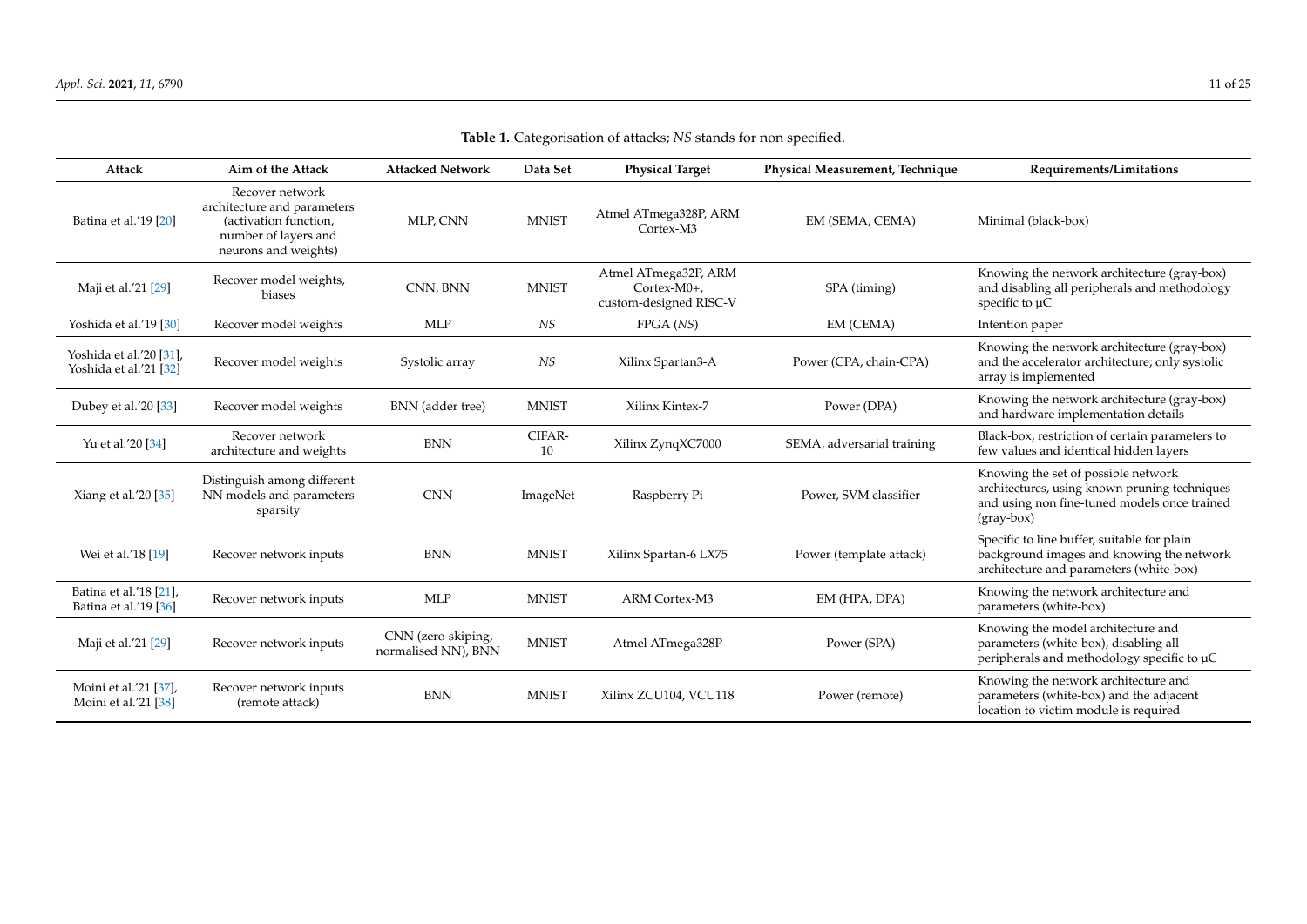**Table 1.** Categorisation of attacks; *NS* stands for non specified.

| Attack | Aim of the Attack | Attacked Network | Data Set | Physical Target | Physical Measurement, Technique | Requirements/Limitations |
|---|---|---|---|---|---|---|
| Batina et al.'19 [20] | Recover network architecture and parameters (activation function, number of layers and neurons and weights) | MLP, CNN | MNIST | Atmel ATmega328P, ARM Cortex-M3 | EM (SEMA, CEMA) | Minimal (black-box) |
| Maji et al.'21 [29] | Recover model weights, biases | CNN, BNN | MNIST | Atmel ATmega32P, ARM Cortex-M0+, custom-designed RISC-V | SPA (timing) | Knowing the network architecture (gray-box) and disabling all peripherals and methodology specific to µC |
| Yoshida et al.'19 [30] | Recover model weights | MLP | *NS* | FPGA (*NS*) | EM (CEMA) | Intention paper |
| Yoshida et al.'20 [31], Yoshida et al.'21 [32] | Recover model weights | Systolic array | *NS* | Xilinx Spartan3-A | Power (CPA, chain-CPA) | Knowing the network architecture (gray-box) and the accelerator architecture; only systolic array is implemented |
| Dubey et al.'20 [33] | Recover model weights | BNN (adder tree) | MNIST | Xilinx Kintex-7 | Power (DPA) | Knowing the network architecture (gray-box) and hardware implementation details |
| Yu et al.'20 [34] | Recover network architecture and weights | BNN | CIFAR-10 | Xilinx ZynqXC7000 | SEMA, adversarial training | Black-box, restriction of certain parameters to few values and identical hidden layers |
| Xiang et al.'20 [35] | Distinguish among different NN models and parameters sparsity | CNN | ImageNet | Raspberry Pi | Power, SVM classifier | Knowing the set of possible network architectures, using known pruning techniques and using non fine-tuned models once trained (gray-box) |
| Wei et al.'18 [19] | Recover network inputs | BNN | MNIST | Xilinx Spartan-6 LX75 | Power (template attack) | Specific to line buffer, suitable for plain background images and knowing the network architecture and parameters (white-box) |
| Batina et al.'18 [21], Batina et al.'19 [36] | Recover network inputs | MLP | MNIST | ARM Cortex-M3 | EM (HPA, DPA) | Knowing the network architecture and parameters (white-box) |
| Maji et al.'21 [29] | Recover network inputs | CNN (zero-skiping, normalised NN), BNN | MNIST | Atmel ATmega328P | Power (SPA) | Knowing the model architecture and parameters (white-box), disabling all peripherals and methodology specific to µC |
| Moini et al.'21 [37], Moini et al.'21 [38] | Recover network inputs (remote attack) | BNN | MNIST | Xilinx ZCU104, VCU118 | Power (remote) | Knowing the network architecture and parameters (white-box) and the adjacent location to victim module is required |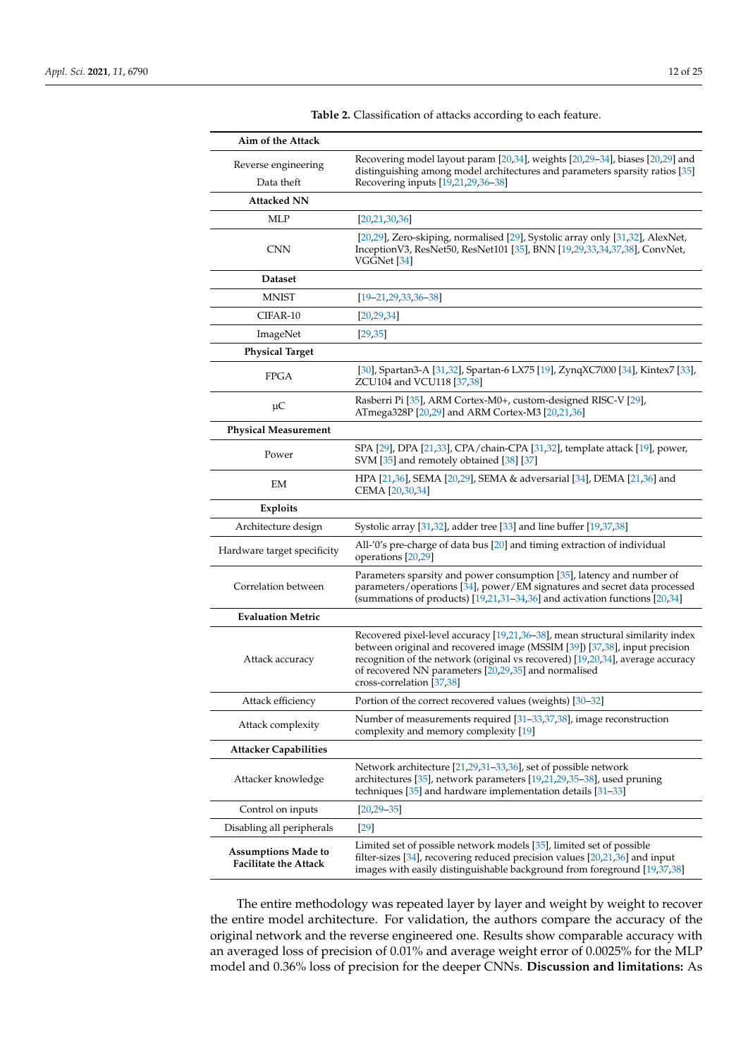**Table 2.** Classification of attacks according to each feature.

| **Aim of the Attack** | |
|---|---|
| Reverse engineering<br>Data theft | Recovering model layout param [20,34], weights [20,29–34], biases [20,29] and distinguishing among model architectures and parameters sparsity ratios [35]<br>Recovering inputs [19,21,29,36–38] |
| **Attacked NN** | |
| MLP | [20,21,30,36] |
| CNN | [20,29], Zero-skiping, normalised [29], Systolic array only [31,32], AlexNet, InceptionV3, ResNet50, ResNet101 [35], BNN [19,29,33,34,37,38], ConvNet, VGGNet [34] |
| **Dataset** | |
| MNIST | [19–21,29,33,36–38] |
| CIFAR-10 | [20,29,34] |
| ImageNet | [29,35] |
| **Physical Target** | |
| FPGA | [30], Spartan3-A [31,32], Spartan-6 LX75 [19], ZynqXC7000 [34], Kintex7 [33], ZCU104 and VCU118 [37,38] |
| µC | Rasberri Pi [35], ARM Cortex-M0+, custom-designed RISC-V [29], ATmega328P [20,29] and ARM Cortex-M3 [20,21,36] |
| **Physical Measurement** | |
| Power | SPA [29], DPA [21,33], CPA/chain-CPA [31,32], template attack [19], power, SVM [35] and remotely obtained [38] [37] |
| EM | HPA [21,36], SEMA [20,29], SEMA & adversarial [34], DEMA [21,36] and CEMA [20,30,34] |
| **Exploits** | |
| Architecture design | Systolic array [31,32], adder tree [33] and line buffer [19,37,38] |
| Hardware target specificity | All-'0's pre-charge of data bus [20] and timing extraction of individual operations [20,29] |
| Correlation between | Parameters sparsity and power consumption [35], latency and number of parameters/operations [34], power/EM signatures and secret data processed (summations of products) [19,21,31–34,36] and activation functions [20,34] |
| **Evaluation Metric** | |
| Attack accuracy | Recovered pixel-level accuracy [19,21,36–38], mean structural similarity index between original and recovered image (MSSIM [39]) [37,38], input precision recognition of the network (original vs recovered) [19,20,34], average accuracy of recovered NN parameters [20,29,35] and normalised cross-correlation [37,38] |
| Attack efficiency | Portion of the correct recovered values (weights) [30–32] |
| Attack complexity | Number of measurements required [31–33,37,38], image reconstruction complexity and memory complexity [19] |
| **Attacker Capabilities** | |
| Attacker knowledge | Network architecture [21,29,31–33,36], set of possible network architectures [35], network parameters [19,21,29,35–38], used pruning techniques [35] and hardware implementation details [31–33] |
| Control on inputs | [20,29–35] |
| Disabling all peripherals | [29] |
| **Assumptions Made to Facilitate the Attack** | Limited set of possible network models [35], limited set of possible filter-sizes [34], recovering reduced precision values [20,21,36] and input images with easily distinguishable background from foreground [19,37,38] |

The entire methodology was repeated layer by layer and weight by weight to recover the entire model architecture. For validation, the authors compare the accuracy of the original network and the reverse engineered one. Results show comparable accuracy with an averaged loss of precision of 0.01% and average weight error of 0.0025% for the MLP model and 0.36% loss of precision for the deeper CNNs. **Discussion and limitations:** As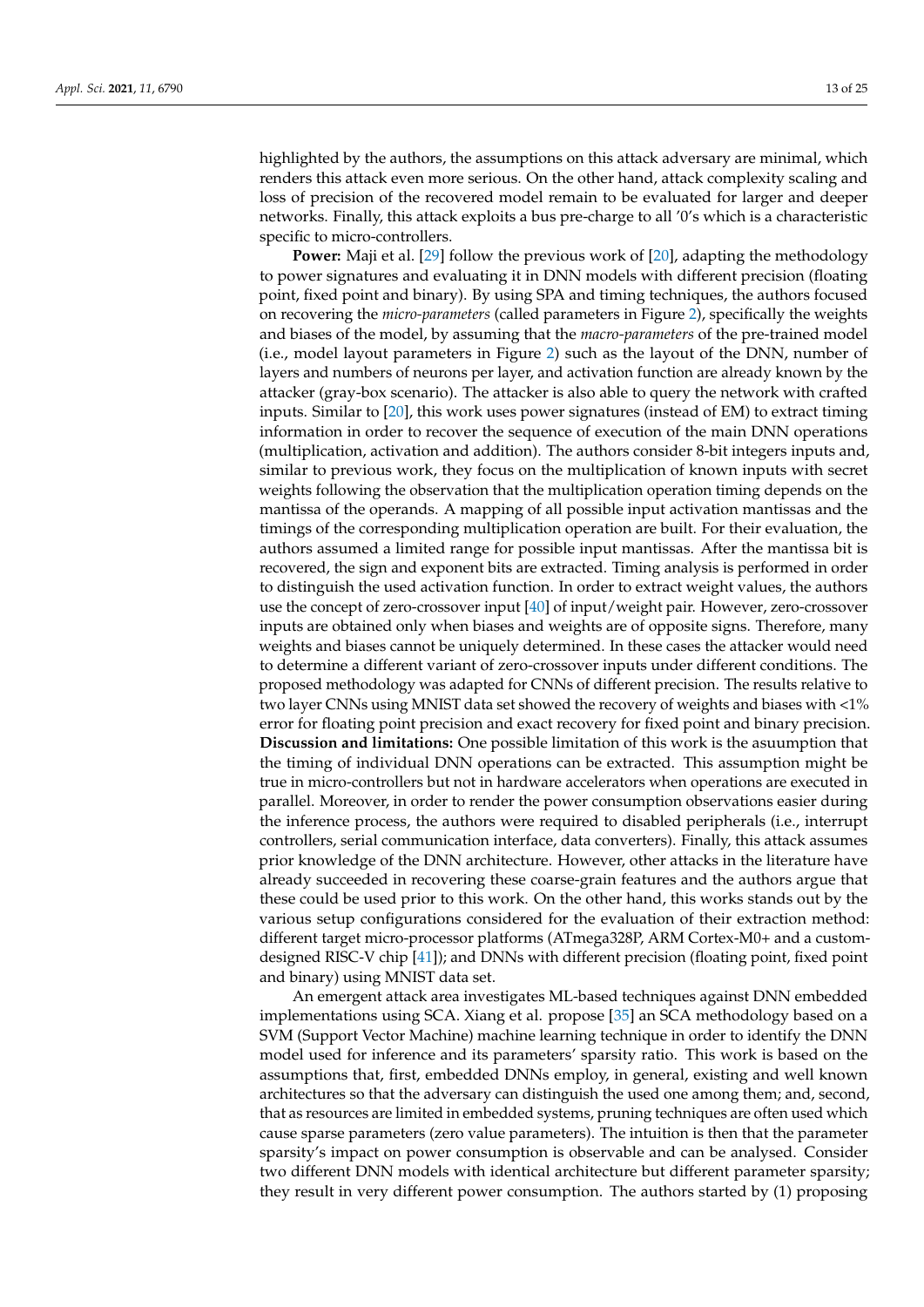highlighted by the authors, the assumptions on this attack adversary are minimal, which renders this attack even more serious. On the other hand, attack complexity scaling and loss of precision of the recovered model remain to be evaluated for larger and deeper networks. Finally, this attack exploits a bus pre-charge to all '0's which is a characteristic specific to micro-controllers.

**Power:** Maji et al. [29] follow the previous work of [20], adapting the methodology to power signatures and evaluating it in DNN models with different precision (floating point, fixed point and binary). By using SPA and timing techniques, the authors focused on recovering the *micro-parameters* (called parameters in Figure 2), specifically the weights and biases of the model, by assuming that the *macro-parameters* of the pre-trained model (i.e., model layout parameters in Figure 2) such as the layout of the DNN, number of layers and numbers of neurons per layer, and activation function are already known by the attacker (gray-box scenario). The attacker is also able to query the network with crafted inputs. Similar to [20], this work uses power signatures (instead of EM) to extract timing information in order to recover the sequence of execution of the main DNN operations (multiplication, activation and addition). The authors consider 8-bit integers inputs and, similar to previous work, they focus on the multiplication of known inputs with secret weights following the observation that the multiplication operation timing depends on the mantissa of the operands. A mapping of all possible input activation mantissas and the timings of the corresponding multiplication operation are built. For their evaluation, the authors assumed a limited range for possible input mantissas. After the mantissa bit is recovered, the sign and exponent bits are extracted. Timing analysis is performed in order to distinguish the used activation function. In order to extract weight values, the authors use the concept of zero-crossover input [40] of input/weight pair. However, zero-crossover inputs are obtained only when biases and weights are of opposite signs. Therefore, many weights and biases cannot be uniquely determined. In these cases the attacker would need to determine a different variant of zero-crossover inputs under different conditions. The proposed methodology was adapted for CNNs of different precision. The results relative to two layer CNNs using MNIST data set showed the recovery of weights and biases with <1% error for floating point precision and exact recovery for fixed point and binary precision. **Discussion and limitations:** One possible limitation of this work is the asuumption that the timing of individual DNN operations can be extracted. This assumption might be true in micro-controllers but not in hardware accelerators when operations are executed in parallel. Moreover, in order to render the power consumption observations easier during the inference process, the authors were required to disabled peripherals (i.e., interrupt controllers, serial communication interface, data converters). Finally, this attack assumes prior knowledge of the DNN architecture. However, other attacks in the literature have already succeeded in recovering these coarse-grain features and the authors argue that these could be used prior to this work. On the other hand, this works stands out by the various setup configurations considered for the evaluation of their extraction method: different target micro-processor platforms (ATmega328P, ARM Cortex-M0+ and a custom-designed RISC-V chip [41]); and DNNs with different precision (floating point, fixed point and binary) using MNIST data set.

An emergent attack area investigates ML-based techniques against DNN embedded implementations using SCA. Xiang et al. propose [35] an SCA methodology based on a SVM (Support Vector Machine) machine learning technique in order to identify the DNN model used for inference and its parameters' sparsity ratio. This work is based on the assumptions that, first, embedded DNNs employ, in general, existing and well known architectures so that the adversary can distinguish the used one among them; and, second, that as resources are limited in embedded systems, pruning techniques are often used which cause sparse parameters (zero value parameters). The intuition is then that the parameter sparsity's impact on power consumption is observable and can be analysed. Consider two different DNN models with identical architecture but different parameter sparsity; they result in very different power consumption. The authors started by (1) proposing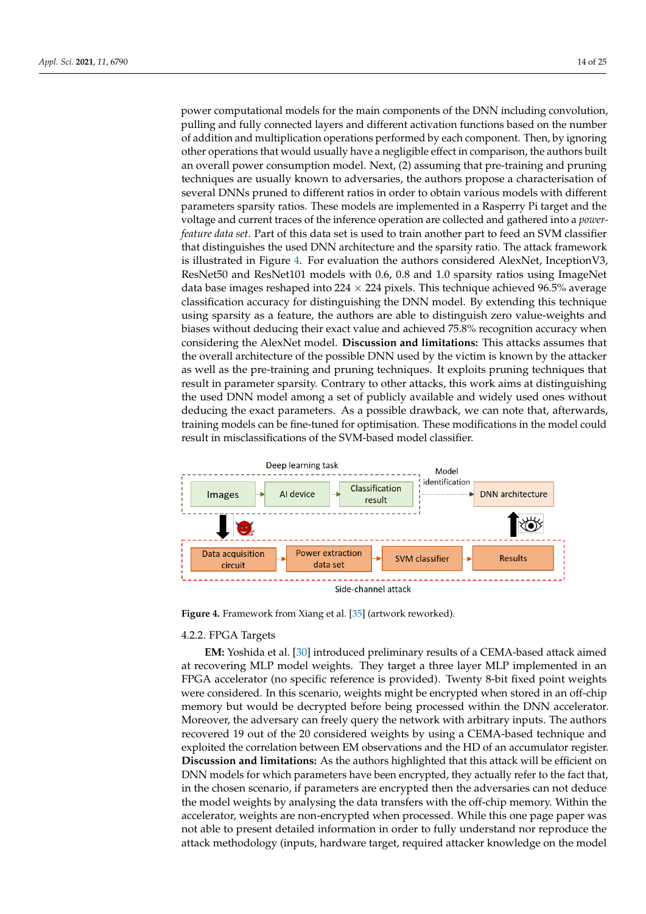power computational models for the main components of the DNN including convolution, pulling and fully connected layers and different activation functions based on the number of addition and multiplication operations performed by each component. Then, by ignoring other operations that would usually have a negligible effect in comparison, the authors built an overall power consumption model. Next, (2) assuming that pre-training and pruning techniques are usually known to adversaries, the authors propose a characterisation of several DNNs pruned to different ratios in order to obtain various models with different parameters sparsity ratios. These models are implemented in a Rasperry Pi target and the voltage and current traces of the inference operation are collected and gathered into a *power-feature data set*. Part of this data set is used to train another part to feed an SVM classifier that distinguishes the used DNN architecture and the sparsity ratio. The attack framework is illustrated in Figure 4. For evaluation the authors considered AlexNet, InceptionV3, ResNet50 and ResNet101 models with 0.6, 0.8 and 1.0 sparsity ratios using ImageNet data base images reshaped into 224 × 224 pixels. This technique achieved 96.5% average classification accuracy for distinguishing the DNN model. By extending this technique using sparsity as a feature, the authors are able to distinguish zero value-weights and biases without deducing their exact value and achieved 75.8% recognition accuracy when considering the AlexNet model. **Discussion and limitations:** This attacks assumes that the overall architecture of the possible DNN used by the victim is known by the attacker as well as the pre-training and pruning techniques. It exploits pruning techniques that result in parameter sparsity. Contrary to other attacks, this work aims at distinguishing the used DNN model among a set of publicly available and widely used ones without deducing the exact parameters. As a possible drawback, we can note that, afterwards, training models can be fine-tuned for optimisation. These modifications in the model could result in misclassifications of the SVM-based model classifier.

**Figure 4.** Framework from Xiang et al. [35] (artwork reworked).

#### 4.2.2. FPGA Targets

**EM:** Yoshida et al. [30] introduced preliminary results of a CEMA-based attack aimed at recovering MLP model weights. They target a three layer MLP implemented in an FPGA accelerator (no specific reference is provided). Twenty 8-bit fixed point weights were considered. In this scenario, weights might be encrypted when stored in an off-chip memory but would be decrypted before being processed within the DNN accelerator. Moreover, the adversary can freely query the network with arbitrary inputs. The authors recovered 19 out of the 20 considered weights by using a CEMA-based technique and exploited the correlation between EM observations and the HD of an accumulator register. **Discussion and limitations:** As the authors highlighted that this attack will be efficient on DNN models for which parameters have been encrypted, they actually refer to the fact that, in the chosen scenario, if parameters are encrypted then the adversaries can not deduce the model weights by analysing the data transfers with the off-chip memory. Within the accelerator, weights are non-encrypted when processed. While this one page paper was not able to present detailed information in order to fully understand nor reproduce the attack methodology (inputs, hardware target, required attacker knowledge on the model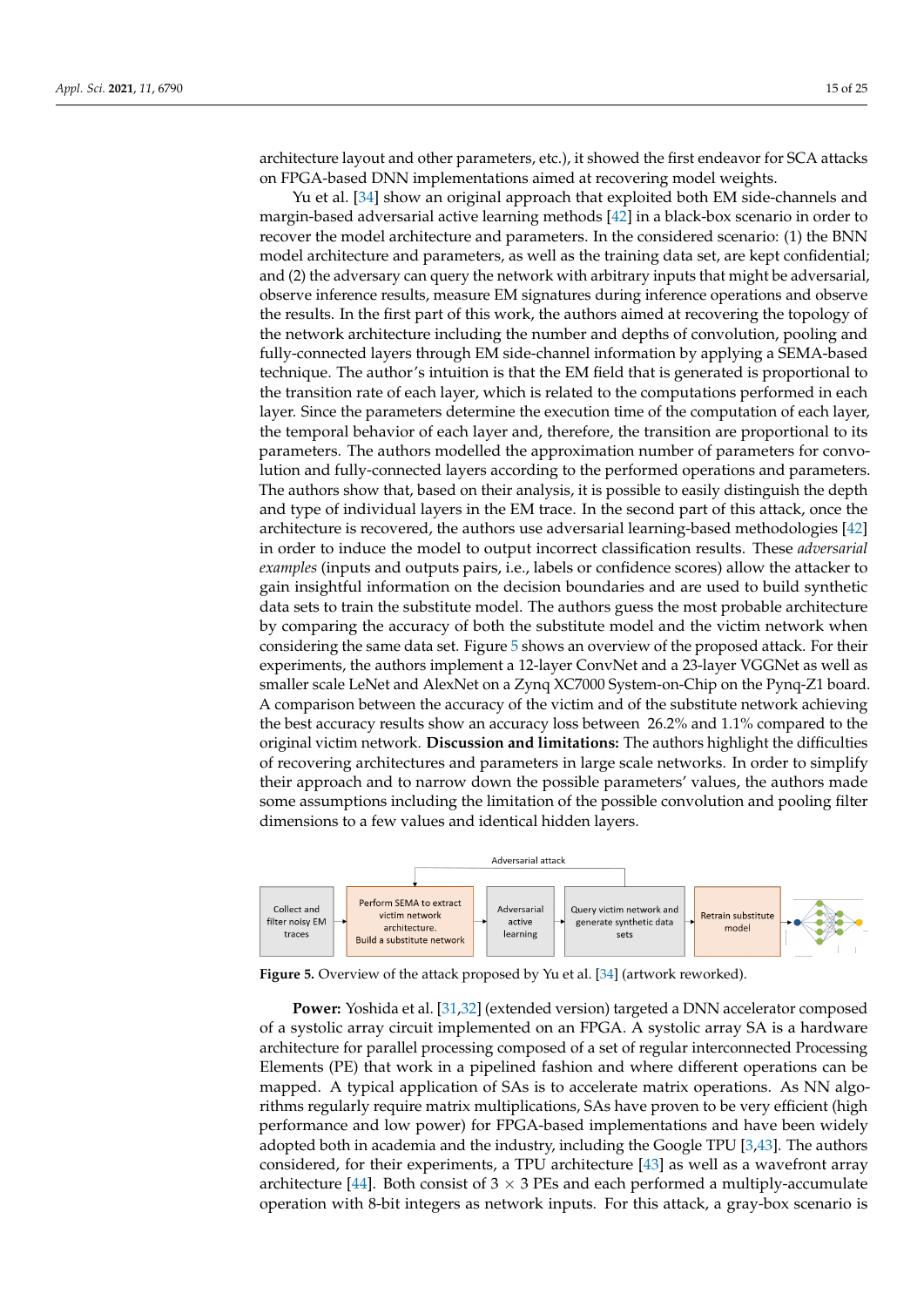architecture layout and other parameters, etc.), it showed the first endeavor for SCA attacks on FPGA-based DNN implementations aimed at recovering model weights.

Yu et al. [34] show an original approach that exploited both EM side-channels and margin-based adversarial active learning methods [42] in a black-box scenario in order to recover the model architecture and parameters. In the considered scenario: (1) the BNN model architecture and parameters, as well as the training data set, are kept confidential; and (2) the adversary can query the network with arbitrary inputs that might be adversarial, observe inference results, measure EM signatures during inference operations and observe the results. In the first part of this work, the authors aimed at recovering the topology of the network architecture including the number and depths of convolution, pooling and fully-connected layers through EM side-channel information by applying a SEMA-based technique. The author's intuition is that the EM field that is generated is proportional to the transition rate of each layer, which is related to the computations performed in each layer. Since the parameters determine the execution time of the computation of each layer, the temporal behavior of each layer and, therefore, the transition are proportional to its parameters. The authors modelled the approximation number of parameters for convolution and fully-connected layers according to the performed operations and parameters. The authors show that, based on their analysis, it is possible to easily distinguish the depth and type of individual layers in the EM trace. In the second part of this attack, once the architecture is recovered, the authors use adversarial learning-based methodologies [42] in order to induce the model to output incorrect classification results. These *adversarial examples* (inputs and outputs pairs, i.e., labels or confidence scores) allow the attacker to gain insightful information on the decision boundaries and are used to build synthetic data sets to train the substitute model. The authors guess the most probable architecture by comparing the accuracy of both the substitute model and the victim network when considering the same data set. Figure 5 shows an overview of the proposed attack. For their experiments, the authors implement a 12-layer ConvNet and a 23-layer VGGNet as well as smaller scale LeNet and AlexNet on a Zynq XC7000 System-on-Chip on the Pynq-Z1 board. A comparison between the accuracy of the victim and of the substitute network achieving the best accuracy results show an accuracy loss between 26.2% and 1.1% compared to the original victim network. **Discussion and limitations:** The authors highlight the difficulties of recovering architectures and parameters in large scale networks. In order to simplify their approach and to narrow down the possible parameters' values, the authors made some assumptions including the limitation of the possible convolution and pooling filter dimensions to a few values and identical hidden layers.

Adversarial attack

Collect and filter noisy EM traces → Perform SEMA to extract victim network architecture. Build a substitute network → Adversarial active learning → Query victim network and generate synthetic data sets → Retrain substitute model

**Figure 5.** Overview of the attack proposed by Yu et al. [34] (artwork reworked).

**Power:** Yoshida et al. [31,32] (extended version) targeted a DNN accelerator composed of a systolic array circuit implemented on an FPGA. A systolic array SA is a hardware architecture for parallel processing composed of a set of regular interconnected Processing Elements (PE) that work in a pipelined fashion and where different operations can be mapped. A typical application of SAs is to accelerate matrix operations. As NN algorithms regularly require matrix multiplications, SAs have proven to be very efficient (high performance and low power) for FPGA-based implementations and have been widely adopted both in academia and the industry, including the Google TPU [3,43]. The authors considered, for their experiments, a TPU architecture [43] as well as a wavefront array architecture [44]. Both consist of $3 \times 3$ PEs and each performed a multiply-accumulate operation with 8-bit integers as network inputs. For this attack, a gray-box scenario is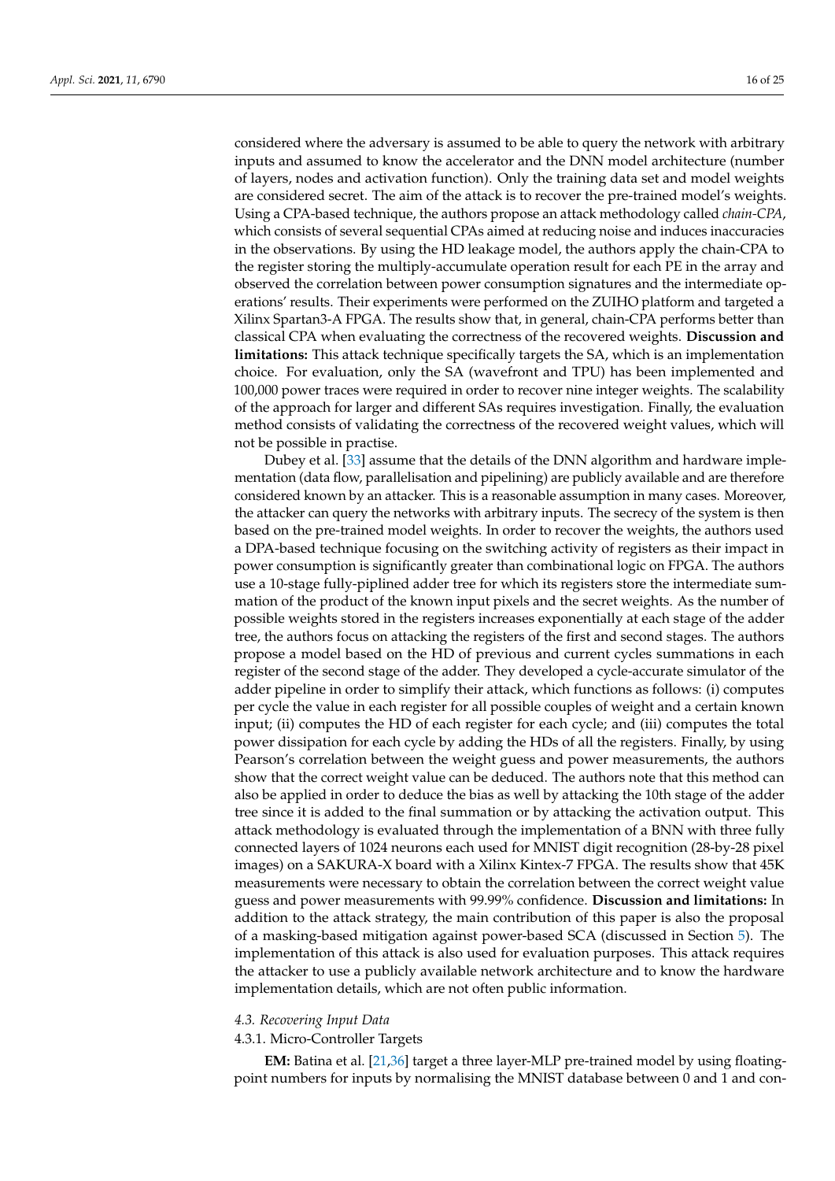considered where the adversary is assumed to be able to query the network with arbitrary inputs and assumed to know the accelerator and the DNN model architecture (number of layers, nodes and activation function). Only the training data set and model weights are considered secret. The aim of the attack is to recover the pre-trained model's weights. Using a CPA-based technique, the authors propose an attack methodology called *chain-CPA*, which consists of several sequential CPAs aimed at reducing noise and induces inaccuracies in the observations. By using the HD leakage model, the authors apply the chain-CPA to the register storing the multiply-accumulate operation result for each PE in the array and observed the correlation between power consumption signatures and the intermediate operations' results. Their experiments were performed on the ZUIHO platform and targeted a Xilinx Spartan3-A FPGA. The results show that, in general, chain-CPA performs better than classical CPA when evaluating the correctness of the recovered weights. **Discussion and limitations:** This attack technique specifically targets the SA, which is an implementation choice. For evaluation, only the SA (wavefront and TPU) has been implemented and 100,000 power traces were required in order to recover nine integer weights. The scalability of the approach for larger and different SAs requires investigation. Finally, the evaluation method consists of validating the correctness of the recovered weight values, which will not be possible in practise.

Dubey et al. [33] assume that the details of the DNN algorithm and hardware implementation (data flow, parallelisation and pipelining) are publicly available and are therefore considered known by an attacker. This is a reasonable assumption in many cases. Moreover, the attacker can query the networks with arbitrary inputs. The secrecy of the system is then based on the pre-trained model weights. In order to recover the weights, the authors used a DPA-based technique focusing on the switching activity of registers as their impact in power consumption is significantly greater than combinational logic on FPGA. The authors use a 10-stage fully-piplined adder tree for which its registers store the intermediate summation of the product of the known input pixels and the secret weights. As the number of possible weights stored in the registers increases exponentially at each stage of the adder tree, the authors focus on attacking the registers of the first and second stages. The authors propose a model based on the HD of previous and current cycles summations in each register of the second stage of the adder. They developed a cycle-accurate simulator of the adder pipeline in order to simplify their attack, which functions as follows: (i) computes per cycle the value in each register for all possible couples of weight and a certain known input; (ii) computes the HD of each register for each cycle; and (iii) computes the total power dissipation for each cycle by adding the HDs of all the registers. Finally, by using Pearson's correlation between the weight guess and power measurements, the authors show that the correct weight value can be deduced. The authors note that this method can also be applied in order to deduce the bias as well by attacking the 10th stage of the adder tree since it is added to the final summation or by attacking the activation output. This attack methodology is evaluated through the implementation of a BNN with three fully connected layers of 1024 neurons each used for MNIST digit recognition (28-by-28 pixel images) on a SAKURA-X board with a Xilinx Kintex-7 FPGA. The results show that 45K measurements were necessary to obtain the correlation between the correct weight value guess and power measurements with 99.99% confidence. **Discussion and limitations:** In addition to the attack strategy, the main contribution of this paper is also the proposal of a masking-based mitigation against power-based SCA (discussed in Section 5). The implementation of this attack is also used for evaluation purposes. This attack requires the attacker to use a publicly available network architecture and to know the hardware implementation details, which are not often public information.

### *4.3. Recovering Input Data*

#### 4.3.1. Micro-Controller Targets

**EM:** Batina et al. [21,36] target a three layer-MLP pre-trained model by using floating-point numbers for inputs by normalising the MNIST database between 0 and 1 and con-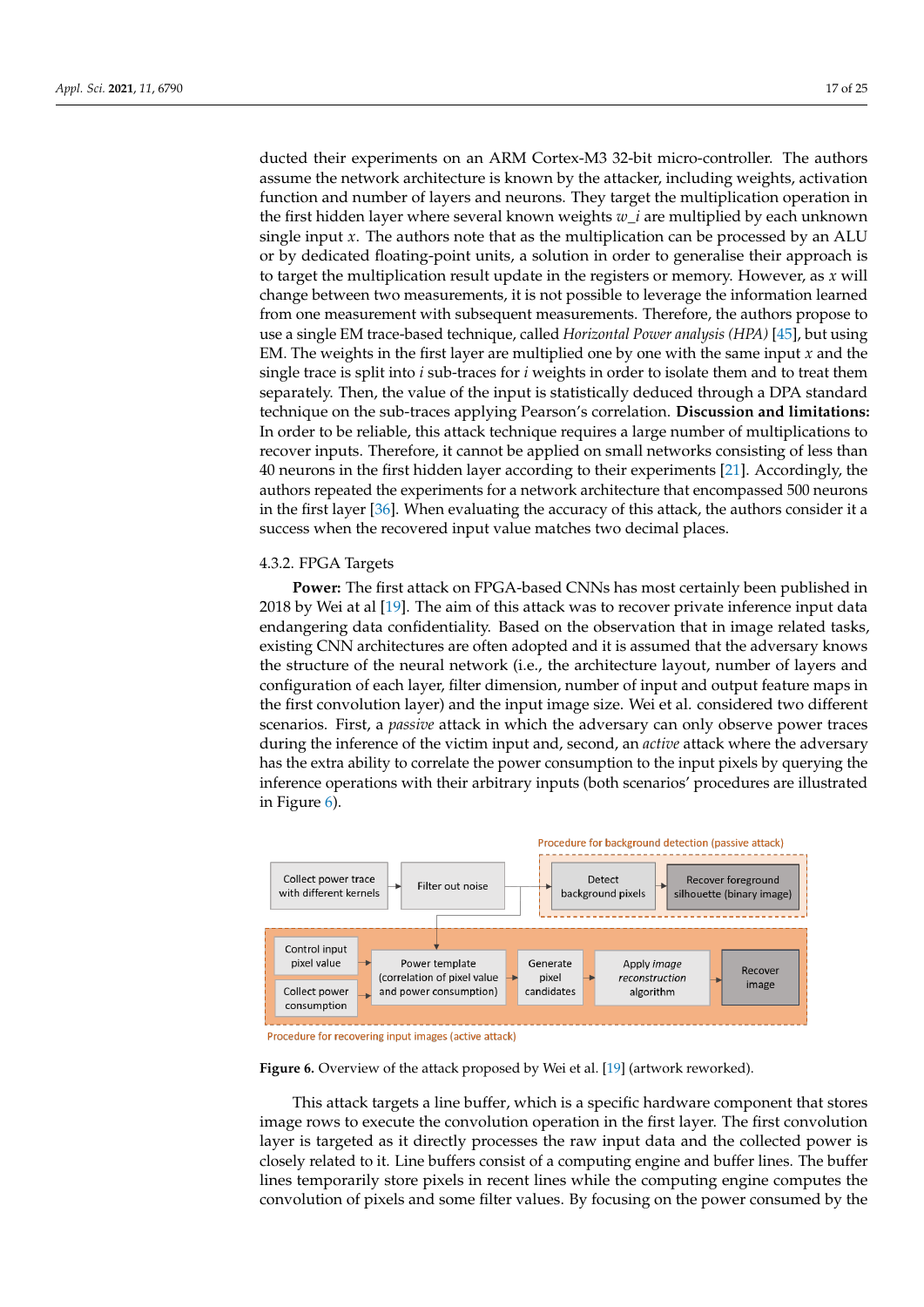ducted their experiments on an ARM Cortex-M3 32-bit micro-controller. The authors assume the network architecture is known by the attacker, including weights, activation function and number of layers and neurons. They target the multiplication operation in the first hidden layer where several known weights $w\_i$ are multiplied by each unknown single input $x$. The authors note that as the multiplication can be processed by an ALU or by dedicated floating-point units, a solution in order to generalise their approach is to target the multiplication result update in the registers or memory. However, as $x$ will change between two measurements, it is not possible to leverage the information learned from one measurement with subsequent measurements. Therefore, the authors propose to use a single EM trace-based technique, called *Horizontal Power analysis (HPA)* [45], but using EM. The weights in the first layer are multiplied one by one with the same input $x$ and the single trace is split into $i$ sub-traces for $i$ weights in order to isolate them and to treat them separately. Then, the value of the input is statistically deduced through a DPA standard technique on the sub-traces applying Pearson's correlation. **Discussion and limitations:** In order to be reliable, this attack technique requires a large number of multiplications to recover inputs. Therefore, it cannot be applied on small networks consisting of less than 40 neurons in the first hidden layer according to their experiments [21]. Accordingly, the authors repeated the experiments for a network architecture that encompassed 500 neurons in the first layer [36]. When evaluating the accuracy of this attack, the authors consider it a success when the recovered input value matches two decimal places.

#### 4.3.2. FPGA Targets

**Power:** The first attack on FPGA-based CNNs has most certainly been published in 2018 by Wei at al [19]. The aim of this attack was to recover private inference input data endangering data confidentiality. Based on the observation that in image related tasks, existing CNN architectures are often adopted and it is assumed that the adversary knows the structure of the neural network (i.e., the architecture layout, number of layers and configuration of each layer, filter dimension, number of input and output feature maps in the first convolution layer) and the input image size. Wei et al. considered two different scenarios. First, a *passive* attack in which the adversary can only observe power traces during the inference of the victim input and, second, an *active* attack where the adversary has the extra ability to correlate the power consumption to the input pixels by querying the inference operations with their arbitrary inputs (both scenarios' procedures are illustrated in Figure 6).

Procedure for background detection (passive attack): Collect power trace with different kernels → Filter out noise → Detect background pixels → Recover foreground silhouette (binary image)

Procedure for recovering input images (active attack): Control input pixel value / Collect power consumption → Power template (correlation of pixel value and power consumption) → Generate pixel candidates → Apply *image reconstruction* algorithm → Recover image

**Figure 6.** Overview of the attack proposed by Wei et al. [19] (artwork reworked).

This attack targets a line buffer, which is a specific hardware component that stores image rows to execute the convolution operation in the first layer. The first convolution layer is targeted as it directly processes the raw input data and the collected power is closely related to it. Line buffers consist of a computing engine and buffer lines. The buffer lines temporarily store pixels in recent lines while the computing engine computes the convolution of pixels and some filter values. By focusing on the power consumed by the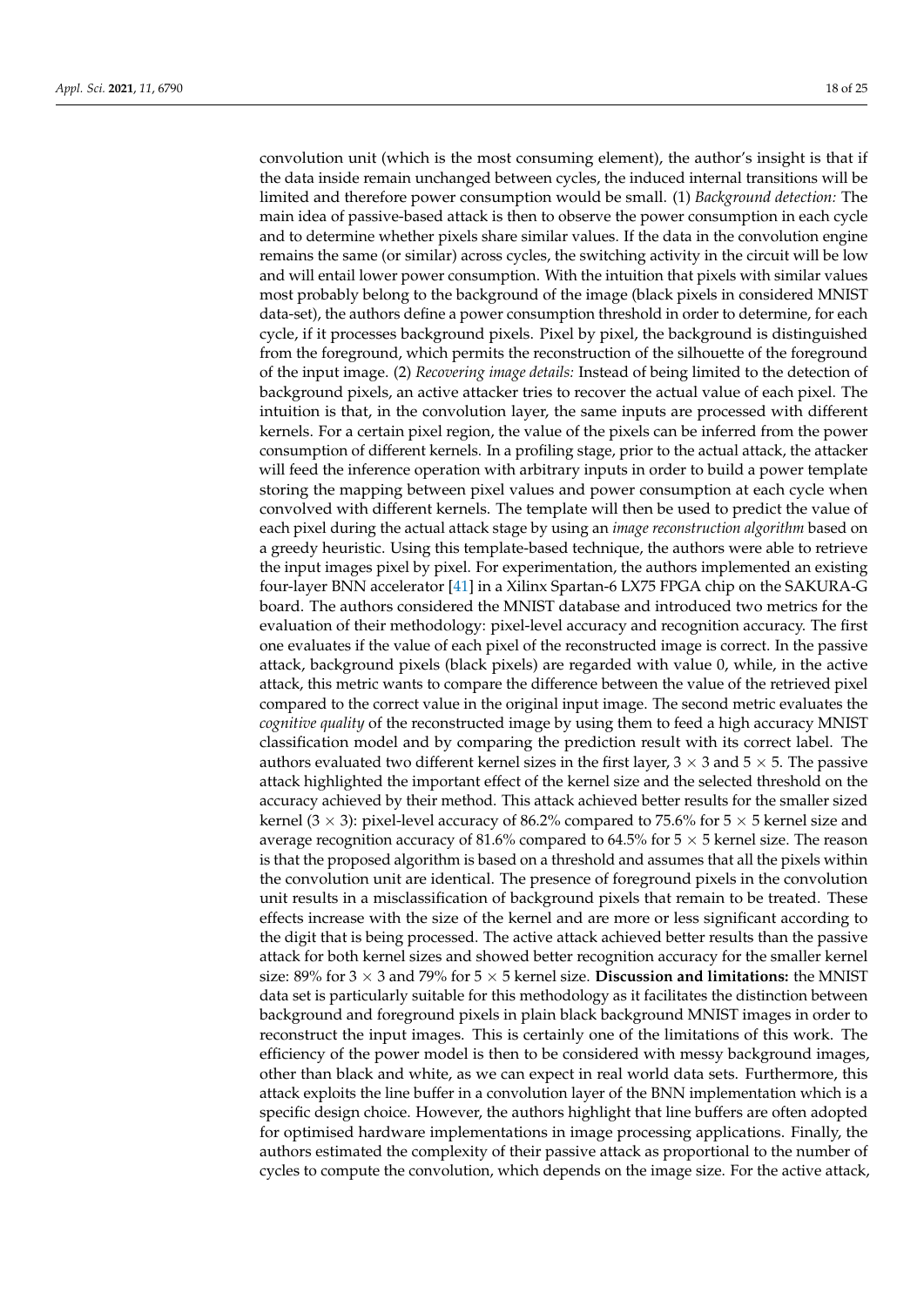convolution unit (which is the most consuming element), the author's insight is that if the data inside remain unchanged between cycles, the induced internal transitions will be limited and therefore power consumption would be small. (1) *Background detection:* The main idea of passive-based attack is then to observe the power consumption in each cycle and to determine whether pixels share similar values. If the data in the convolution engine remains the same (or similar) across cycles, the switching activity in the circuit will be low and will entail lower power consumption. With the intuition that pixels with similar values most probably belong to the background of the image (black pixels in considered MNIST data-set), the authors define a power consumption threshold in order to determine, for each cycle, if it processes background pixels. Pixel by pixel, the background is distinguished from the foreground, which permits the reconstruction of the silhouette of the foreground of the input image. (2) *Recovering image details:* Instead of being limited to the detection of background pixels, an active attacker tries to recover the actual value of each pixel. The intuition is that, in the convolution layer, the same inputs are processed with different kernels. For a certain pixel region, the value of the pixels can be inferred from the power consumption of different kernels. In a profiling stage, prior to the actual attack, the attacker will feed the inference operation with arbitrary inputs in order to build a power template storing the mapping between pixel values and power consumption at each cycle when convolved with different kernels. The template will then be used to predict the value of each pixel during the actual attack stage by using an *image reconstruction algorithm* based on a greedy heuristic. Using this template-based technique, the authors were able to retrieve the input images pixel by pixel. For experimentation, the authors implemented an existing four-layer BNN accelerator [41] in a Xilinx Spartan-6 LX75 FPGA chip on the SAKURA-G board. The authors considered the MNIST database and introduced two metrics for the evaluation of their methodology: pixel-level accuracy and recognition accuracy. The first one evaluates if the value of each pixel of the reconstructed image is correct. In the passive attack, background pixels (black pixels) are regarded with value 0, while, in the active attack, this metric wants to compare the difference between the value of the retrieved pixel compared to the correct value in the original input image. The second metric evaluates the *cognitive quality* of the reconstructed image by using them to feed a high accuracy MNIST classification model and by comparing the prediction result with its correct label. The authors evaluated two different kernel sizes in the first layer, $3 \times 3$ and $5 \times 5$. The passive attack highlighted the important effect of the kernel size and the selected threshold on the accuracy achieved by their method. This attack achieved better results for the smaller sized kernel ($3 \times 3$): pixel-level accuracy of 86.2% compared to 75.6% for $5 \times 5$ kernel size and average recognition accuracy of 81.6% compared to 64.5% for $5 \times 5$ kernel size. The reason is that the proposed algorithm is based on a threshold and assumes that all the pixels within the convolution unit are identical. The presence of foreground pixels in the convolution unit results in a misclassification of background pixels that remain to be treated. These effects increase with the size of the kernel and are more or less significant according to the digit that is being processed. The active attack achieved better results than the passive attack for both kernel sizes and showed better recognition accuracy for the smaller kernel size: 89% for $3 \times 3$ and 79% for $5 \times 5$ kernel size. **Discussion and limitations:** the MNIST data set is particularly suitable for this methodology as it facilitates the distinction between background and foreground pixels in plain black background MNIST images in order to reconstruct the input images. This is certainly one of the limitations of this work. The efficiency of the power model is then to be considered with messy background images, other than black and white, as we can expect in real world data sets. Furthermore, this attack exploits the line buffer in a convolution layer of the BNN implementation which is a specific design choice. However, the authors highlight that line buffers are often adopted for optimised hardware implementations in image processing applications. Finally, the authors estimated the complexity of their passive attack as proportional to the number of cycles to compute the convolution, which depends on the image size. For the active attack,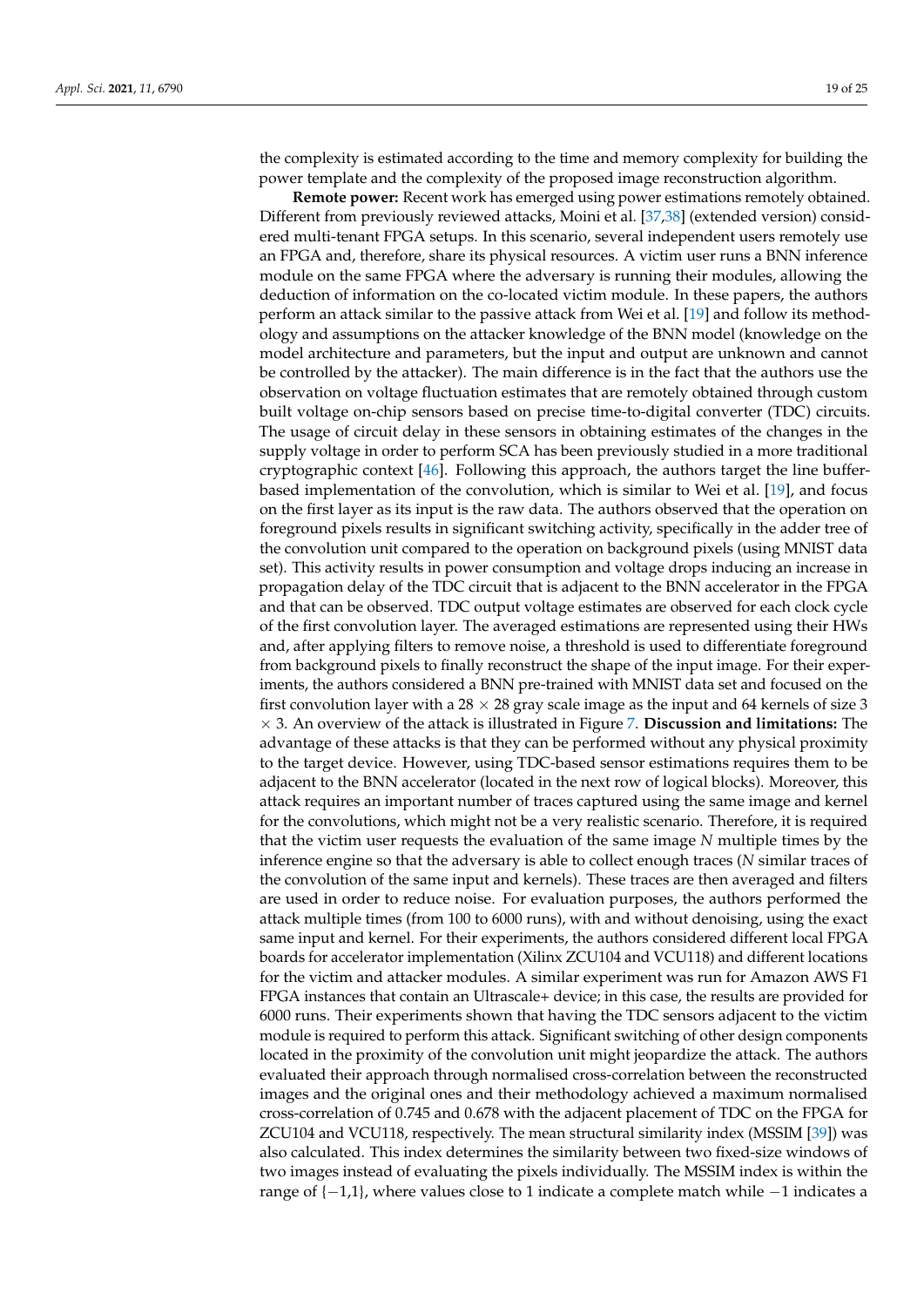the complexity is estimated according to the time and memory complexity for building the power template and the complexity of the proposed image reconstruction algorithm.

**Remote power:** Recent work has emerged using power estimations remotely obtained. Different from previously reviewed attacks, Moini et al. [37,38] (extended version) considered multi-tenant FPGA setups. In this scenario, several independent users remotely use an FPGA and, therefore, share its physical resources. A victim user runs a BNN inference module on the same FPGA where the adversary is running their modules, allowing the deduction of information on the co-located victim module. In these papers, the authors perform an attack similar to the passive attack from Wei et al. [19] and follow its methodology and assumptions on the attacker knowledge of the BNN model (knowledge on the model architecture and parameters, but the input and output are unknown and cannot be controlled by the attacker). The main difference is in the fact that the authors use the observation on voltage fluctuation estimates that are remotely obtained through custom built voltage on-chip sensors based on precise time-to-digital converter (TDC) circuits. The usage of circuit delay in these sensors in obtaining estimates of the changes in the supply voltage in order to perform SCA has been previously studied in a more traditional cryptographic context [46]. Following this approach, the authors target the line buffer-based implementation of the convolution, which is similar to Wei et al. [19], and focus on the first layer as its input is the raw data. The authors observed that the operation on foreground pixels results in significant switching activity, specifically in the adder tree of the convolution unit compared to the operation on background pixels (using MNIST data set). This activity results in power consumption and voltage drops inducing an increase in propagation delay of the TDC circuit that is adjacent to the BNN accelerator in the FPGA and that can be observed. TDC output voltage estimates are observed for each clock cycle of the first convolution layer. The averaged estimations are represented using their HWs and, after applying filters to remove noise, a threshold is used to differentiate foreground from background pixels to finally reconstruct the shape of the input image. For their experiments, the authors considered a BNN pre-trained with MNIST data set and focused on the first convolution layer with a $28 \times 28$ gray scale image as the input and 64 kernels of size $3 \times 3$. An overview of the attack is illustrated in Figure 7. **Discussion and limitations:** The advantage of these attacks is that they can be performed without any physical proximity to the target device. However, using TDC-based sensor estimations requires them to be adjacent to the BNN accelerator (located in the next row of logical blocks). Moreover, this attack requires an important number of traces captured using the same image and kernel for the convolutions, which might not be a very realistic scenario. Therefore, it is required that the victim user requests the evaluation of the same image $N$ multiple times by the inference engine so that the adversary is able to collect enough traces ($N$ similar traces of the convolution of the same input and kernels). These traces are then averaged and filters are used in order to reduce noise. For evaluation purposes, the authors performed the attack multiple times (from 100 to 6000 runs), with and without denoising, using the exact same input and kernel. For their experiments, the authors considered different local FPGA boards for accelerator implementation (Xilinx ZCU104 and VCU118) and different locations for the victim and attacker modules. A similar experiment was run for Amazon AWS F1 FPGA instances that contain an Ultrascale+ device; in this case, the results are provided for 6000 runs. Their experiments shown that having the TDC sensors adjacent to the victim module is required to perform this attack. Significant switching of other design components located in the proximity of the convolution unit might jeopardize the attack. The authors evaluated their approach through normalised cross-correlation between the reconstructed images and the original ones and their methodology achieved a maximum normalised cross-correlation of 0.745 and 0.678 with the adjacent placement of TDC on the FPGA for ZCU104 and VCU118, respectively. The mean structural similarity index (MSSIM [39]) was also calculated. This index determines the similarity between two fixed-size windows of two images instead of evaluating the pixels individually. The MSSIM index is within the range of $\{-1,1\}$, where values close to 1 indicate a complete match while $-1$ indicates a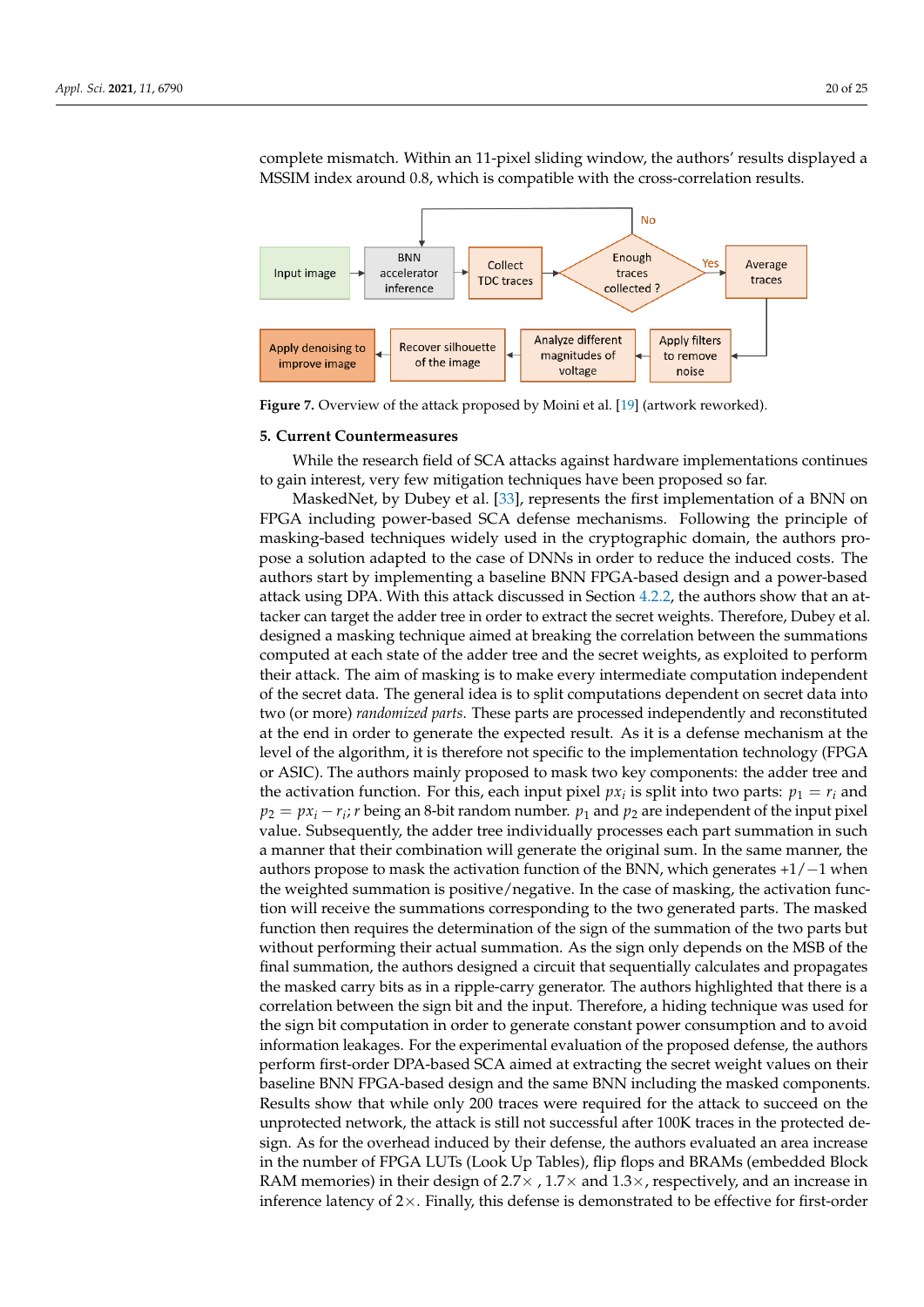complete mismatch. Within an 11-pixel sliding window, the authors' results displayed a MSSIM index around 0.8, which is compatible with the cross-correlation results.

Figure 7. Overview of the attack proposed by Moini et al. [19] (artwork reworked).

## 5. Current Countermeasures

While the research field of SCA attacks against hardware implementations continues to gain interest, very few mitigation techniques have been proposed so far.

MaskedNet, by Dubey et al. [33], represents the first implementation of a BNN on FPGA including power-based SCA defense mechanisms. Following the principle of masking-based techniques widely used in the cryptographic domain, the authors propose a solution adapted to the case of DNNs in order to reduce the induced costs. The authors start by implementing a baseline BNN FPGA-based design and a power-based attack using DPA. With this attack discussed in Section 4.2.2, the authors show that an attacker can target the adder tree in order to extract the secret weights. Therefore, Dubey et al. designed a masking technique aimed at breaking the correlation between the summations computed at each state of the adder tree and the secret weights, as exploited to perform their attack. The aim of masking is to make every intermediate computation independent of the secret data. The general idea is to split computations dependent on secret data into two (or more) *randomized parts*. These parts are processed independently and reconstituted at the end in order to generate the expected result. As it is a defense mechanism at the level of the algorithm, it is therefore not specific to the implementation technology (FPGA or ASIC). The authors mainly proposed to mask two key components: the adder tree and the activation function. For this, each input pixel $px_i$ is split into two parts: $p_1 = r_i$ and $p_2 = px_i - r_i$; $r$ being an 8-bit random number. $p_1$ and $p_2$ are independent of the input pixel value. Subsequently, the adder tree individually processes each part summation in such a manner that their combination will generate the original sum. In the same manner, the authors propose to mask the activation function of the BNN, which generates $+1/-1$ when the weighted summation is positive/negative. In the case of masking, the activation function will receive the summations corresponding to the two generated parts. The masked function then requires the determination of the sign of the summation of the two parts but without performing their actual summation. As the sign only depends on the MSB of the final summation, the authors designed a circuit that sequentially calculates and propagates the masked carry bits as in a ripple-carry generator. The authors highlighted that there is a correlation between the sign bit and the input. Therefore, a hiding technique was used for the sign bit computation in order to generate constant power consumption and to avoid information leakages. For the experimental evaluation of the proposed defense, the authors perform first-order DPA-based SCA aimed at extracting the secret weight values on their baseline BNN FPGA-based design and the same BNN including the masked components. Results show that while only 200 traces were required for the attack to succeed on the unprotected network, the attack is still not successful after 100K traces in the protected design. As for the overhead induced by their defense, the authors evaluated an area increase in the number of FPGA LUTs (Look Up Tables), flip flops and BRAMs (embedded Block RAM memories) in their design of $2.7\times$ , $1.7\times$ and $1.3\times$, respectively, and an increase in inference latency of $2\times$. Finally, this defense is demonstrated to be effective for first-order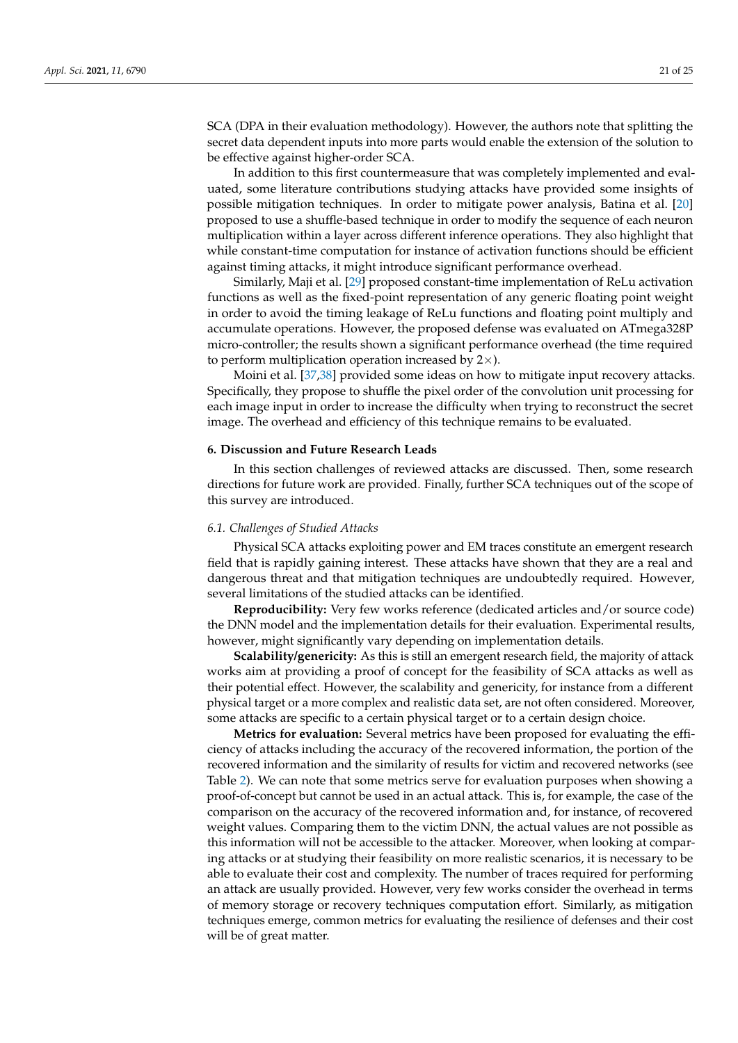SCA (DPA in their evaluation methodology). However, the authors note that splitting the secret data dependent inputs into more parts would enable the extension of the solution to be effective against higher-order SCA.

In addition to this first countermeasure that was completely implemented and evaluated, some literature contributions studying attacks have provided some insights of possible mitigation techniques. In order to mitigate power analysis, Batina et al. [20] proposed to use a shuffle-based technique in order to modify the sequence of each neuron multiplication within a layer across different inference operations. They also highlight that while constant-time computation for instance of activation functions should be efficient against timing attacks, it might introduce significant performance overhead.

Similarly, Maji et al. [29] proposed constant-time implementation of ReLu activation functions as well as the fixed-point representation of any generic floating point weight in order to avoid the timing leakage of ReLu functions and floating point multiply and accumulate operations. However, the proposed defense was evaluated on ATmega328P micro-controller; the results shown a significant performance overhead (the time required to perform multiplication operation increased by $2\times$).

Moini et al. [37,38] provided some ideas on how to mitigate input recovery attacks. Specifically, they propose to shuffle the pixel order of the convolution unit processing for each image input in order to increase the difficulty when trying to reconstruct the secret image. The overhead and efficiency of this technique remains to be evaluated.

## 6. Discussion and Future Research Leads

In this section challenges of reviewed attacks are discussed. Then, some research directions for future work are provided. Finally, further SCA techniques out of the scope of this survey are introduced.

### *6.1. Challenges of Studied Attacks*

Physical SCA attacks exploiting power and EM traces constitute an emergent research field that is rapidly gaining interest. These attacks have shown that they are a real and dangerous threat and that mitigation techniques are undoubtedly required. However, several limitations of the studied attacks can be identified.

**Reproducibility:** Very few works reference (dedicated articles and/or source code) the DNN model and the implementation details for their evaluation. Experimental results, however, might significantly vary depending on implementation details.

**Scalability/genericity:** As this is still an emergent research field, the majority of attack works aim at providing a proof of concept for the feasibility of SCA attacks as well as their potential effect. However, the scalability and genericity, for instance from a different physical target or a more complex and realistic data set, are not often considered. Moreover, some attacks are specific to a certain physical target or to a certain design choice.

**Metrics for evaluation:** Several metrics have been proposed for evaluating the efficiency of attacks including the accuracy of the recovered information, the portion of the recovered information and the similarity of results for victim and recovered networks (see Table 2). We can note that some metrics serve for evaluation purposes when showing a proof-of-concept but cannot be used in an actual attack. This is, for example, the case of the comparison on the accuracy of the recovered information and, for instance, of recovered weight values. Comparing them to the victim DNN, the actual values are not possible as this information will not be accessible to the attacker. Moreover, when looking at comparing attacks or at studying their feasibility on more realistic scenarios, it is necessary to be able to evaluate their cost and complexity. The number of traces required for performing an attack are usually provided. However, very few works consider the overhead in terms of memory storage or recovery techniques computation effort. Similarly, as mitigation techniques emerge, common metrics for evaluating the resilience of defenses and their cost will be of great matter.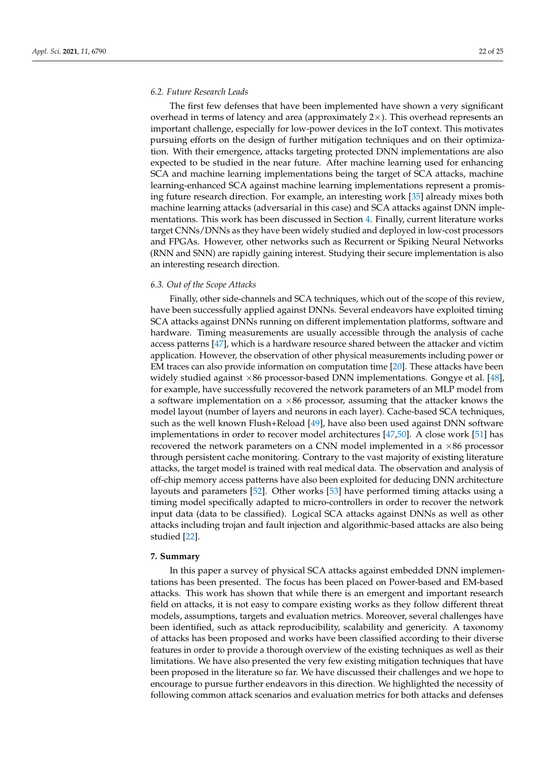### 6.2. Future Research Leads

The first few defenses that have been implemented have shown a very significant overhead in terms of latency and area (approximately $2\times$). This overhead represents an important challenge, especially for low-power devices in the IoT context. This motivates pursuing efforts on the design of further mitigation techniques and on their optimization. With their emergence, attacks targeting protected DNN implementations are also expected to be studied in the near future. After machine learning used for enhancing SCA and machine learning implementations being the target of SCA attacks, machine learning-enhanced SCA against machine learning implementations represent a promising future research direction. For example, an interesting work [35] already mixes both machine learning attacks (adversarial in this case) and SCA attacks against DNN implementations. This work has been discussed in Section 4. Finally, current literature works target CNNs/DNNs as they have been widely studied and deployed in low-cost processors and FPGAs. However, other networks such as Recurrent or Spiking Neural Networks (RNN and SNN) are rapidly gaining interest. Studying their secure implementation is also an interesting research direction.

### 6.3. Out of the Scope Attacks

Finally, other side-channels and SCA techniques, which out of the scope of this review, have been successfully applied against DNNs. Several endeavors have exploited timing SCA attacks against DNNs running on different implementation platforms, software and hardware. Timing measurements are usually accessible through the analysis of cache access patterns [47], which is a hardware resource shared between the attacker and victim application. However, the observation of other physical measurements including power or EM traces can also provide information on computation time [20]. These attacks have been widely studied against $\times$86 processor-based DNN implementations. Gongye et al. [48], for example, have successfully recovered the network parameters of an MLP model from a software implementation on a $\times$86 processor, assuming that the attacker knows the model layout (number of layers and neurons in each layer). Cache-based SCA techniques, such as the well known Flush+Reload [49], have also been used against DNN software implementations in order to recover model architectures [47,50]. A close work [51] has recovered the network parameters on a CNN model implemented in a $\times$86 processor through persistent cache monitoring. Contrary to the vast majority of existing literature attacks, the target model is trained with real medical data. The observation and analysis of off-chip memory access patterns have also been exploited for deducing DNN architecture layouts and parameters [52]. Other works [53] have performed timing attacks using a timing model specifically adapted to micro-controllers in order to recover the network input data (data to be classified). Logical SCA attacks against DNNs as well as other attacks including trojan and fault injection and algorithmic-based attacks are also being studied [22].

## 7. Summary

In this paper a survey of physical SCA attacks against embedded DNN implementations has been presented. The focus has been placed on Power-based and EM-based attacks. This work has shown that while there is an emergent and important research field on attacks, it is not easy to compare existing works as they follow different threat models, assumptions, targets and evaluation metrics. Moreover, several challenges have been identified, such as attack reproducibility, scalability and genericity. A taxonomy of attacks has been proposed and works have been classified according to their diverse features in order to provide a thorough overview of the existing techniques as well as their limitations. We have also presented the very few existing mitigation techniques that have been proposed in the literature so far. We have discussed their challenges and we hope to encourage to pursue further endeavors in this direction. We highlighted the necessity of following common attack scenarios and evaluation metrics for both attacks and defenses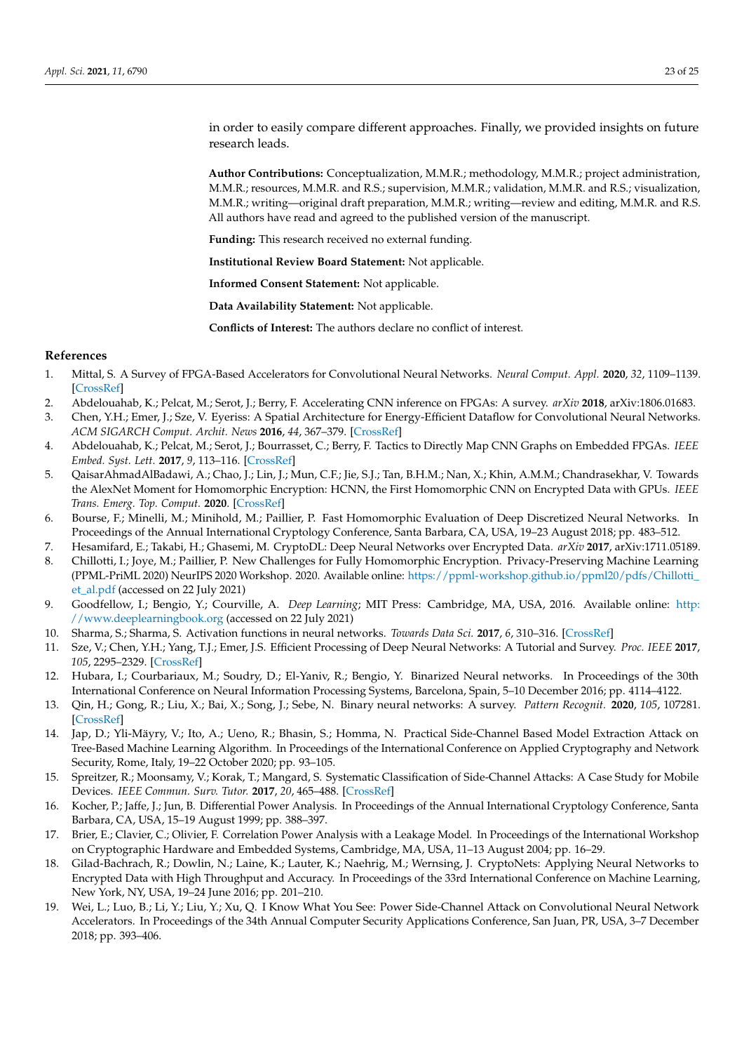in order to easily compare different approaches. Finally, we provided insights on future research leads.

**Author Contributions:** Conceptualization, M.M.R.; methodology, M.M.R.; project administration, M.M.R.; resources, M.M.R. and R.S.; supervision, M.M.R.; validation, M.M.R. and R.S.; visualization, M.M.R.; writing—original draft preparation, M.M.R.; writing—review and editing, M.M.R. and R.S. All authors have read and agreed to the published version of the manuscript.

**Funding:** This research received no external funding.

**Institutional Review Board Statement:** Not applicable.

**Informed Consent Statement:** Not applicable.

**Data Availability Statement:** Not applicable.

**Conflicts of Interest:** The authors declare no conflict of interest.

## References

1. Mittal, S. A Survey of FPGA-Based Accelerators for Convolutional Neural Networks. *Neural Comput. Appl.* **2020**, *32*, 1109–1139. [CrossRef]
2. Abdelouahab, K.; Pelcat, M.; Serot, J.; Berry, F. Accelerating CNN inference on FPGAs: A survey. *arXiv* **2018**, arXiv:1806.01683.
3. Chen, Y.H.; Emer, J.; Sze, V. Eyeriss: A Spatial Architecture for Energy-Efficient Dataflow for Convolutional Neural Networks. *ACM SIGARCH Comput. Archit. News* **2016**, *44*, 367–379. [CrossRef]
4. Abdelouahab, K.; Pelcat, M.; Serot, J.; Bourrasset, C.; Berry, F. Tactics to Directly Map CNN Graphs on Embedded FPGAs. *IEEE Embed. Syst. Lett.* **2017**, *9*, 113–116. [CrossRef]
5. QaisarAhmadAlBadawi, A.; Chao, J.; Lin, J.; Mun, C.F.; Jie, S.J.; Tan, B.H.M.; Nan, X.; Khin, A.M.M.; Chandrasekhar, V. Towards the AlexNet Moment for Homomorphic Encryption: HCNN, the First Homomorphic CNN on Encrypted Data with GPUs. *IEEE Trans. Emerg. Top. Comput.* **2020**. [CrossRef]
6. Bourse, F.; Minelli, M.; Minihold, M.; Paillier, P. Fast Homomorphic Evaluation of Deep Discretized Neural Networks. In Proceedings of the Annual International Cryptology Conference, Santa Barbara, CA, USA, 19–23 August 2018; pp. 483–512.
7. Hesamifard, E.; Takabi, H.; Ghasemi, M. CryptoDL: Deep Neural Networks over Encrypted Data. *arXiv* **2017**, arXiv:1711.05189.
8. Chillotti, I.; Joye, M.; Paillier, P. New Challenges for Fully Homomorphic Encryption. Privacy-Preserving Machine Learning (PPML-PriML 2020) NeurIPS 2020 Workshop. 2020. Available online: https://ppml-workshop.github.io/ppml20/pdfs/Chillotti_et_al.pdf (accessed on 22 July 2021)
9. Goodfellow, I.; Bengio, Y.; Courville, A. *Deep Learning*; MIT Press: Cambridge, MA, USA, 2016. Available online: http://www.deeplearningbook.org (accessed on 22 July 2021)
10. Sharma, S.; Sharma, S. Activation functions in neural networks. *Towards Data Sci.* **2017**, *6*, 310–316. [CrossRef]
11. Sze, V.; Chen, Y.H.; Yang, T.J.; Emer, J.S. Efficient Processing of Deep Neural Networks: A Tutorial and Survey. *Proc. IEEE* **2017**, *105*, 2295–2329. [CrossRef]
12. Hubara, I.; Courbariaux, M.; Soudry, D.; El-Yaniv, R.; Bengio, Y. Binarized Neural networks. In Proceedings of the 30th International Conference on Neural Information Processing Systems, Barcelona, Spain, 5–10 December 2016; pp. 4114–4122.
13. Qin, H.; Gong, R.; Liu, X.; Bai, X.; Song, J.; Sebe, N. Binary neural networks: A survey. *Pattern Recognit.* **2020**, *105*, 107281. [CrossRef]
14. Jap, D.; Yli-Mäyry, V.; Ito, A.; Ueno, R.; Bhasin, S.; Homma, N. Practical Side-Channel Based Model Extraction Attack on Tree-Based Machine Learning Algorithm. In Proceedings of the International Conference on Applied Cryptography and Network Security, Rome, Italy, 19–22 October 2020; pp. 93–105.
15. Spreitzer, R.; Moonsamy, V.; Korak, T.; Mangard, S. Systematic Classification of Side-Channel Attacks: A Case Study for Mobile Devices. *IEEE Commun. Surv. Tutor.* **2017**, *20*, 465–488. [CrossRef]
16. Kocher, P.; Jaffe, J.; Jun, B. Differential Power Analysis. In Proceedings of the Annual International Cryptology Conference, Santa Barbara, CA, USA, 15–19 August 1999; pp. 388–397.
17. Brier, E.; Clavier, C.; Olivier, F. Correlation Power Analysis with a Leakage Model. In Proceedings of the International Workshop on Cryptographic Hardware and Embedded Systems, Cambridge, MA, USA, 11–13 August 2004; pp. 16–29.
18. Gilad-Bachrach, R.; Dowlin, N.; Laine, K.; Lauter, K.; Naehrig, M.; Wernsing, J. CryptoNets: Applying Neural Networks to Encrypted Data with High Throughput and Accuracy. In Proceedings of the 33rd International Conference on Machine Learning, New York, NY, USA, 19–24 June 2016; pp. 201–210.
19. Wei, L.; Luo, B.; Li, Y.; Liu, Y.; Xu, Q. I Know What You See: Power Side-Channel Attack on Convolutional Neural Network Accelerators. In Proceedings of the 34th Annual Computer Security Applications Conference, San Juan, PR, USA, 3–7 December 2018; pp. 393–406.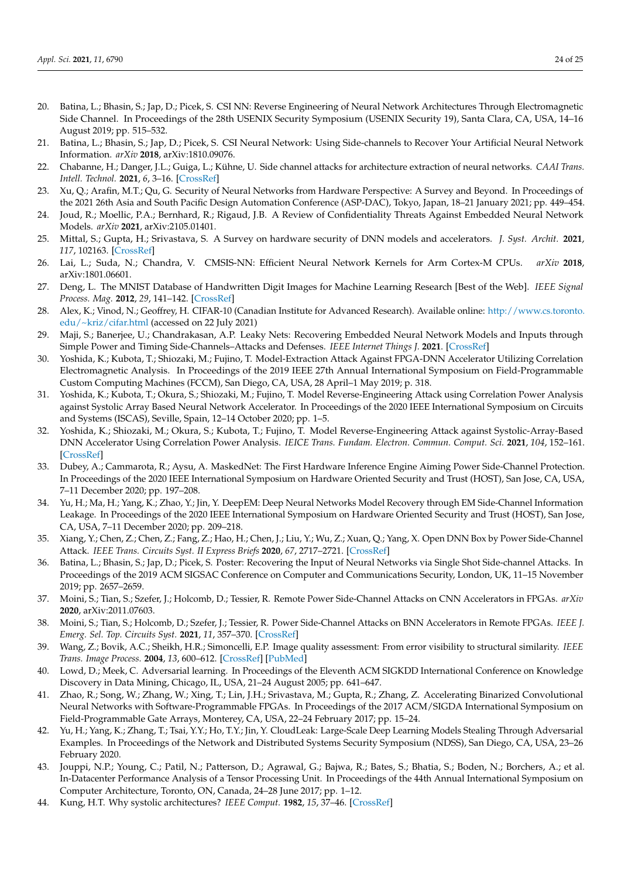20. Batina, L.; Bhasin, S.; Jap, D.; Picek, S. CSI NN: Reverse Engineering of Neural Network Architectures Through Electromagnetic Side Channel. In Proceedings of the 28th USENIX Security Symposium (USENIX Security 19), Santa Clara, CA, USA, 14–16 August 2019; pp. 515–532.
21. Batina, L.; Bhasin, S.; Jap, D.; Picek, S. CSI Neural Network: Using Side-channels to Recover Your Artificial Neural Network Information. *arXiv* **2018**, arXiv:1810.09076.
22. Chabanne, H.; Danger, J.L.; Guiga, L.; Kühne, U. Side channel attacks for architecture extraction of neural networks. *CAAI Trans. Intell. Technol.* **2021**, *6*, 3–16. [CrossRef]
23. Xu, Q.; Arafin, M.T.; Qu, G. Security of Neural Networks from Hardware Perspective: A Survey and Beyond. In Proceedings of the 2021 26th Asia and South Pacific Design Automation Conference (ASP-DAC), Tokyo, Japan, 18–21 January 2021; pp. 449–454.
24. Joud, R.; Moellic, P.A.; Bernhard, R.; Rigaud, J.B. A Review of Confidentiality Threats Against Embedded Neural Network Models. *arXiv* **2021**, arXiv:2105.01401.
25. Mittal, S.; Gupta, H.; Srivastava, S. A Survey on hardware security of DNN models and accelerators. *J. Syst. Archit.* **2021**, *117*, 102163. [CrossRef]
26. Lai, L.; Suda, N.; Chandra, V. CMSIS-NN: Efficient Neural Network Kernels for Arm Cortex-M CPUs. *arXiv* **2018**, arXiv:1801.06601.
27. Deng, L. The MNIST Database of Handwritten Digit Images for Machine Learning Research [Best of the Web]. *IEEE Signal Process. Mag.* **2012**, *29*, 141–142. [CrossRef]
28. Alex, K.; Vinod, N.; Geoffrey, H. CIFAR-10 (Canadian Institute for Advanced Research). Available online: http://www.cs.toronto.edu/~kriz/cifar.html (accessed on 22 July 2021)
29. Maji, S.; Banerjee, U.; Chandrakasan, A.P. Leaky Nets: Recovering Embedded Neural Network Models and Inputs through Simple Power and Timing Side-Channels–Attacks and Defenses. *IEEE Internet Things J.* **2021**. [CrossRef]
30. Yoshida, K.; Kubota, T.; Shiozaki, M.; Fujino, T. Model-Extraction Attack Against FPGA-DNN Accelerator Utilizing Correlation Electromagnetic Analysis. In Proceedings of the 2019 IEEE 27th Annual International Symposium on Field-Programmable Custom Computing Machines (FCCM), San Diego, CA, USA, 28 April–1 May 2019; p. 318.
31. Yoshida, K.; Kubota, T.; Okura, S.; Shiozaki, M.; Fujino, T. Model Reverse-Engineering Attack using Correlation Power Analysis against Systolic Array Based Neural Network Accelerator. In Proceedings of the 2020 IEEE International Symposium on Circuits and Systems (ISCAS), Seville, Spain, 12–14 October 2020; pp. 1–5.
32. Yoshida, K.; Shiozaki, M.; Okura, S.; Kubota, T.; Fujino, T. Model Reverse-Engineering Attack against Systolic-Array-Based DNN Accelerator Using Correlation Power Analysis. *IEICE Trans. Fundam. Electron. Commun. Comput. Sci.* **2021**, *104*, 152–161. [CrossRef]
33. Dubey, A.; Cammarota, R.; Aysu, A. MaskedNet: The First Hardware Inference Engine Aiming Power Side-Channel Protection. In Proceedings of the 2020 IEEE International Symposium on Hardware Oriented Security and Trust (HOST), San Jose, CA, USA, 7–11 December 2020; pp. 197–208.
34. Yu, H.; Ma, H.; Yang, K.; Zhao, Y.; Jin, Y. DeepEM: Deep Neural Networks Model Recovery through EM Side-Channel Information Leakage. In Proceedings of the 2020 IEEE International Symposium on Hardware Oriented Security and Trust (HOST), San Jose, CA, USA, 7–11 December 2020; pp. 209–218.
35. Xiang, Y.; Chen, Z.; Chen, Z.; Fang, Z.; Hao, H.; Chen, J.; Liu, Y.; Wu, Z.; Xuan, Q.; Yang, X. Open DNN Box by Power Side-Channel Attack. *IEEE Trans. Circuits Syst. II Express Briefs* **2020**, *67*, 2717–2721. [CrossRef]
36. Batina, L.; Bhasin, S.; Jap, D.; Picek, S. Poster: Recovering the Input of Neural Networks via Single Shot Side-channel Attacks. In Proceedings of the 2019 ACM SIGSAC Conference on Computer and Communications Security, London, UK, 11–15 November 2019; pp. 2657–2659.
37. Moini, S.; Tian, S.; Szefer, J.; Holcomb, D.; Tessier, R. Remote Power Side-Channel Attacks on CNN Accelerators in FPGAs. *arXiv* **2020**, arXiv:2011.07603.
38. Moini, S.; Tian, S.; Holcomb, D.; Szefer, J.; Tessier, R. Power Side-Channel Attacks on BNN Accelerators in Remote FPGAs. *IEEE J. Emerg. Sel. Top. Circuits Syst.* **2021**, *11*, 357–370. [CrossRef]
39. Wang, Z.; Bovik, A.C.; Sheikh, H.R.; Simoncelli, E.P. Image quality assessment: From error visibility to structural similarity. *IEEE Trans. Image Process.* **2004**, *13*, 600–612. [CrossRef] [PubMed]
40. Lowd, D.; Meek, C. Adversarial learning. In Proceedings of the Eleventh ACM SIGKDD International Conference on Knowledge Discovery in Data Mining, Chicago, IL, USA, 21–24 August 2005; pp. 641–647.
41. Zhao, R.; Song, W.; Zhang, W.; Xing, T.; Lin, J.H.; Srivastava, M.; Gupta, R.; Zhang, Z. Accelerating Binarized Convolutional Neural Networks with Software-Programmable FPGAs. In Proceedings of the 2017 ACM/SIGDA International Symposium on Field-Programmable Gate Arrays, Monterey, CA, USA, 22–24 February 2017; pp. 15–24.
42. Yu, H.; Yang, K.; Zhang, T.; Tsai, Y.Y.; Ho, T.Y.; Jin, Y. CloudLeak: Large-Scale Deep Learning Models Stealing Through Adversarial Examples. In Proceedings of the Network and Distributed Systems Security Symposium (NDSS), San Diego, CA, USA, 23–26 February 2020.
43. Jouppi, N.P.; Young, C.; Patil, N.; Patterson, D.; Agrawal, G.; Bajwa, R.; Bates, S.; Bhatia, S.; Boden, N.; Borchers, A.; et al. In-Datacenter Performance Analysis of a Tensor Processing Unit. In Proceedings of the 44th Annual International Symposium on Computer Architecture, Toronto, ON, Canada, 24–28 June 2017; pp. 1–12.
44. Kung, H.T. Why systolic architectures? *IEEE Comput.* **1982**, *15*, 37–46. [CrossRef]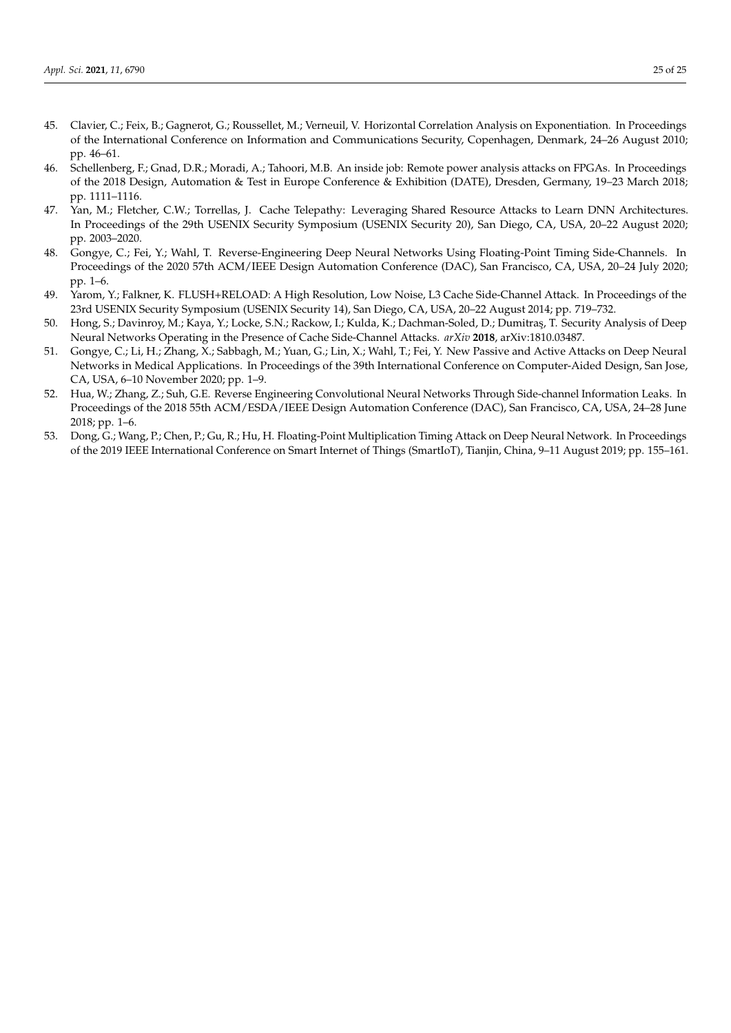45. Clavier, C.; Feix, B.; Gagnerot, G.; Roussellet, M.; Verneuil, V. Horizontal Correlation Analysis on Exponentiation. In Proceedings of the International Conference on Information and Communications Security, Copenhagen, Denmark, 24–26 August 2010; pp. 46–61.
46. Schellenberg, F.; Gnad, D.R.; Moradi, A.; Tahoori, M.B. An inside job: Remote power analysis attacks on FPGAs. In Proceedings of the 2018 Design, Automation & Test in Europe Conference & Exhibition (DATE), Dresden, Germany, 19–23 March 2018; pp. 1111–1116.
47. Yan, M.; Fletcher, C.W.; Torrellas, J. Cache Telepathy: Leveraging Shared Resource Attacks to Learn DNN Architectures. In Proceedings of the 29th USENIX Security Symposium (USENIX Security 20), San Diego, CA, USA, 20–22 August 2020; pp. 2003–2020.
48. Gongye, C.; Fei, Y.; Wahl, T. Reverse-Engineering Deep Neural Networks Using Floating-Point Timing Side-Channels. In Proceedings of the 2020 57th ACM/IEEE Design Automation Conference (DAC), San Francisco, CA, USA, 20–24 July 2020; pp. 1–6.
49. Yarom, Y.; Falkner, K. FLUSH+RELOAD: A High Resolution, Low Noise, L3 Cache Side-Channel Attack. In Proceedings of the 23rd USENIX Security Symposium (USENIX Security 14), San Diego, CA, USA, 20–22 August 2014; pp. 719–732.
50. Hong, S.; Davinroy, M.; Kaya, Y.; Locke, S.N.; Rackow, I.; Kulda, K.; Dachman-Soled, D.; Dumitraş, T. Security Analysis of Deep Neural Networks Operating in the Presence of Cache Side-Channel Attacks. *arXiv* **2018**, arXiv:1810.03487.
51. Gongye, C.; Li, H.; Zhang, X.; Sabbagh, M.; Yuan, G.; Lin, X.; Wahl, T.; Fei, Y. New Passive and Active Attacks on Deep Neural Networks in Medical Applications. In Proceedings of the 39th International Conference on Computer-Aided Design, San Jose, CA, USA, 6–10 November 2020; pp. 1–9.
52. Hua, W.; Zhang, Z.; Suh, G.E. Reverse Engineering Convolutional Neural Networks Through Side-channel Information Leaks. In Proceedings of the 2018 55th ACM/ESDA/IEEE Design Automation Conference (DAC), San Francisco, CA, USA, 24–28 June 2018; pp. 1–6.
53. Dong, G.; Wang, P.; Chen, P.; Gu, R.; Hu, H. Floating-Point Multiplication Timing Attack on Deep Neural Network. In Proceedings of the 2019 IEEE International Conference on Smart Internet of Things (SmartIoT), Tianjin, China, 9–11 August 2019; pp. 155–161.